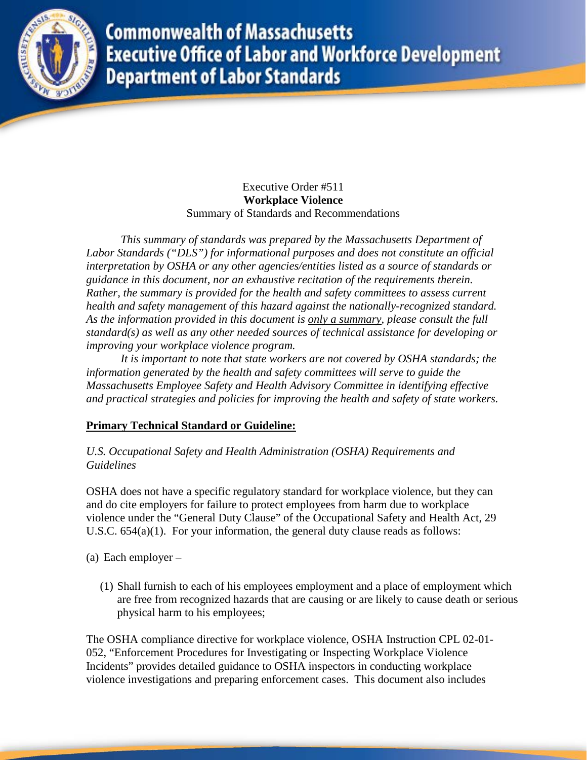# Commonwealth of Massachusetts
## Executive Office of Labor and Workforce Development
## Department of Labor Standards

Executive Order #511
**Workplace Violence**
Summary of Standards and Recommendations

*This summary of standards was prepared by the Massachusetts Department of Labor Standards ("DLS") for informational purposes and does not constitute an official interpretation by OSHA or any other agencies/entities listed as a source of standards or guidance in this document, nor an exhaustive recitation of the requirements therein. Rather, the summary is provided for the health and safety committees to assess current health and safety management of this hazard against the nationally-recognized standard. As the information provided in this document is only a summary, please consult the full standard(s) as well as any other needed sources of technical assistance for developing or improving your workplace violence program.*

*It is important to note that state workers are not covered by OSHA standards; the information generated by the health and safety committees will serve to guide the Massachusetts Employee Safety and Health Advisory Committee in identifying effective and practical strategies and policies for improving the health and safety of state workers.*

**Primary Technical Standard or Guideline:**

*U.S. Occupational Safety and Health Administration (OSHA) Requirements and Guidelines*

OSHA does not have a specific regulatory standard for workplace violence, but they can and do cite employers for failure to protect employees from harm due to workplace violence under the "General Duty Clause" of the Occupational Safety and Health Act, 29 U.S.C. 654(a)(1). For your information, the general duty clause reads as follows:

(a) Each employer –

(1) Shall furnish to each of his employees employment and a place of employment which are free from recognized hazards that are causing or are likely to cause death or serious physical harm to his employees;

The OSHA compliance directive for workplace violence, OSHA Instruction CPL 02-01-052, "Enforcement Procedures for Investigating or Inspecting Workplace Violence Incidents" provides detailed guidance to OSHA inspectors in conducting workplace violence investigations and preparing enforcement cases. This document also includes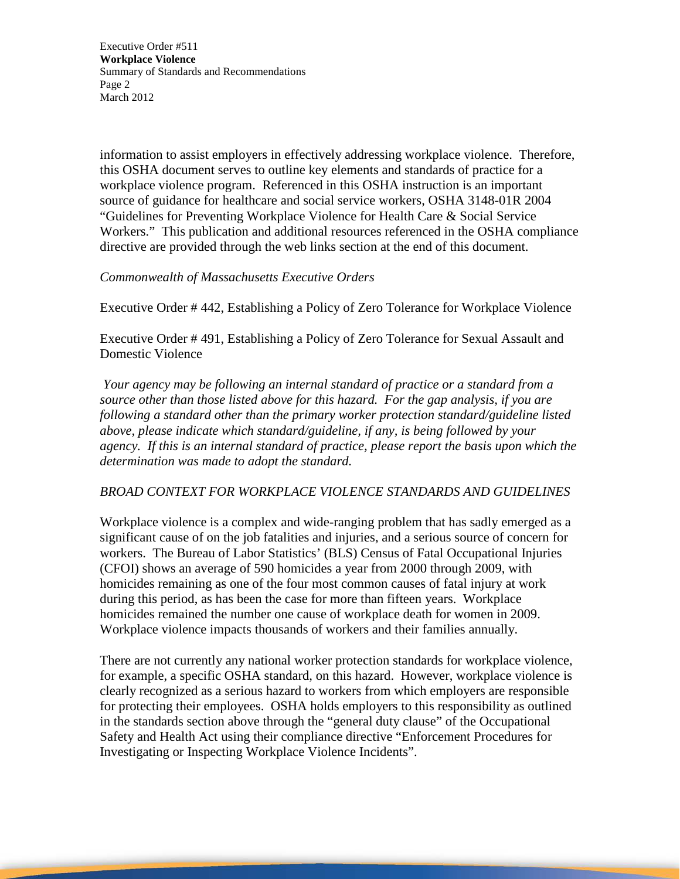information to assist employers in effectively addressing workplace violence. Therefore, this OSHA document serves to outline key elements and standards of practice for a workplace violence program. Referenced in this OSHA instruction is an important source of guidance for healthcare and social service workers, OSHA 3148-01R 2004 "Guidelines for Preventing Workplace Violence for Health Care & Social Service Workers." This publication and additional resources referenced in the OSHA compliance directive are provided through the web links section at the end of this document.

*Commonwealth of Massachusetts Executive Orders*

Executive Order # 442, Establishing a Policy of Zero Tolerance for Workplace Violence

Executive Order # 491, Establishing a Policy of Zero Tolerance for Sexual Assault and Domestic Violence

*Your agency may be following an internal standard of practice or a standard from a source other than those listed above for this hazard. For the gap analysis, if you are following a standard other than the primary worker protection standard/guideline listed above, please indicate which standard/guideline, if any, is being followed by your agency. If this is an internal standard of practice, please report the basis upon which the determination was made to adopt the standard.*

*BROAD CONTEXT FOR WORKPLACE VIOLENCE STANDARDS AND GUIDELINES*

Workplace violence is a complex and wide-ranging problem that has sadly emerged as a significant cause of on the job fatalities and injuries, and a serious source of concern for workers. The Bureau of Labor Statistics' (BLS) Census of Fatal Occupational Injuries (CFOI) shows an average of 590 homicides a year from 2000 through 2009, with homicides remaining as one of the four most common causes of fatal injury at work during this period, as has been the case for more than fifteen years. Workplace homicides remained the number one cause of workplace death for women in 2009. Workplace violence impacts thousands of workers and their families annually.

There are not currently any national worker protection standards for workplace violence, for example, a specific OSHA standard, on this hazard. However, workplace violence is clearly recognized as a serious hazard to workers from which employers are responsible for protecting their employees. OSHA holds employers to this responsibility as outlined in the standards section above through the "general duty clause" of the Occupational Safety and Health Act using their compliance directive "Enforcement Procedures for Investigating or Inspecting Workplace Violence Incidents".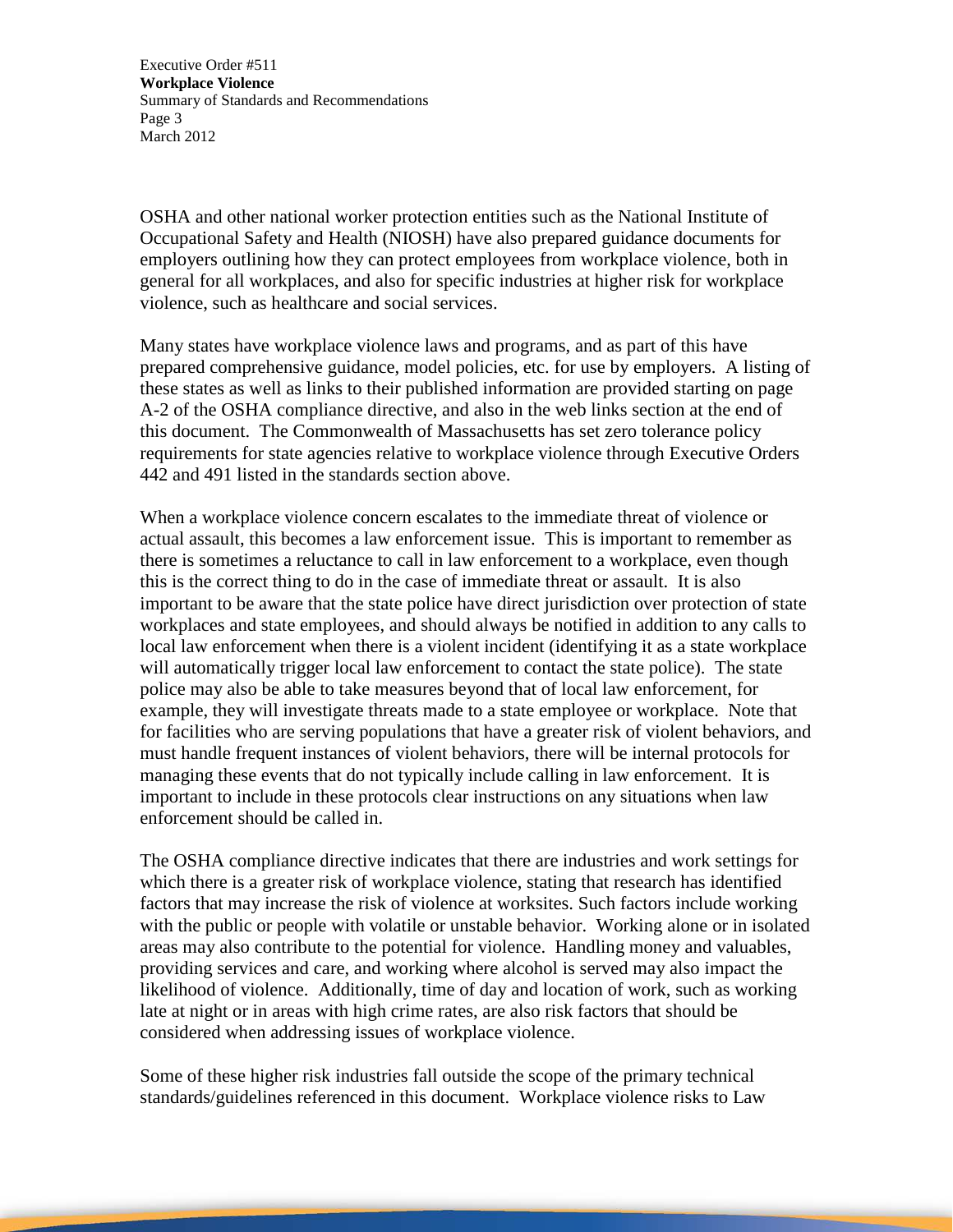OSHA and other national worker protection entities such as the National Institute of Occupational Safety and Health (NIOSH) have also prepared guidance documents for employers outlining how they can protect employees from workplace violence, both in general for all workplaces, and also for specific industries at higher risk for workplace violence, such as healthcare and social services.

Many states have workplace violence laws and programs, and as part of this have prepared comprehensive guidance, model policies, etc. for use by employers. A listing of these states as well as links to their published information are provided starting on page A-2 of the OSHA compliance directive, and also in the web links section at the end of this document. The Commonwealth of Massachusetts has set zero tolerance policy requirements for state agencies relative to workplace violence through Executive Orders 442 and 491 listed in the standards section above.

When a workplace violence concern escalates to the immediate threat of violence or actual assault, this becomes a law enforcement issue. This is important to remember as there is sometimes a reluctance to call in law enforcement to a workplace, even though this is the correct thing to do in the case of immediate threat or assault. It is also important to be aware that the state police have direct jurisdiction over protection of state workplaces and state employees, and should always be notified in addition to any calls to local law enforcement when there is a violent incident (identifying it as a state workplace will automatically trigger local law enforcement to contact the state police). The state police may also be able to take measures beyond that of local law enforcement, for example, they will investigate threats made to a state employee or workplace. Note that for facilities who are serving populations that have a greater risk of violent behaviors, and must handle frequent instances of violent behaviors, there will be internal protocols for managing these events that do not typically include calling in law enforcement. It is important to include in these protocols clear instructions on any situations when law enforcement should be called in.

The OSHA compliance directive indicates that there are industries and work settings for which there is a greater risk of workplace violence, stating that research has identified factors that may increase the risk of violence at worksites. Such factors include working with the public or people with volatile or unstable behavior. Working alone or in isolated areas may also contribute to the potential for violence. Handling money and valuables, providing services and care, and working where alcohol is served may also impact the likelihood of violence. Additionally, time of day and location of work, such as working late at night or in areas with high crime rates, are also risk factors that should be considered when addressing issues of workplace violence.

Some of these higher risk industries fall outside the scope of the primary technical standards/guidelines referenced in this document. Workplace violence risks to Law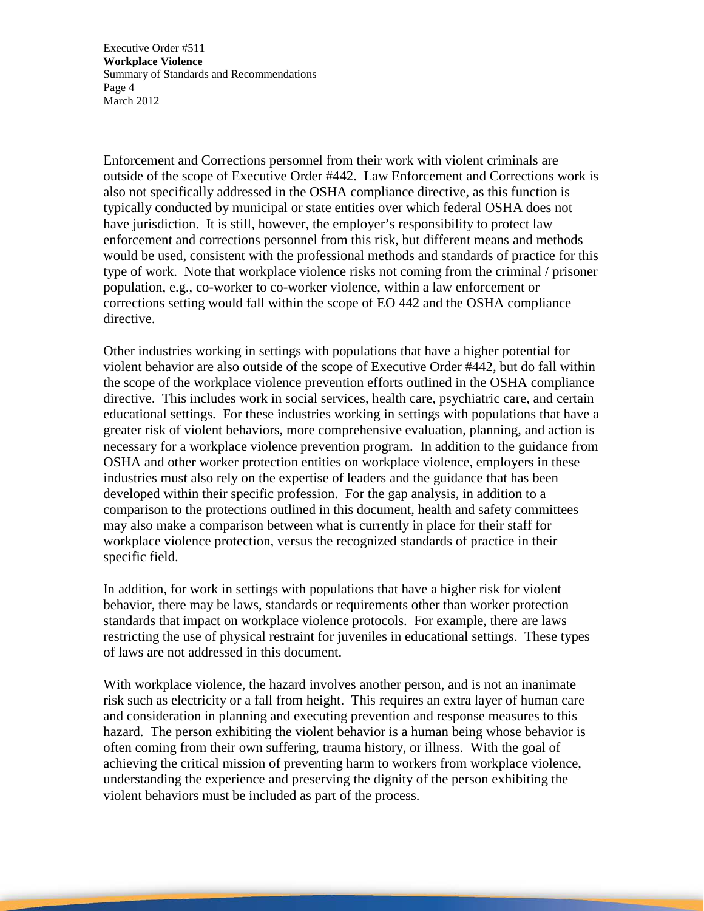Enforcement and Corrections personnel from their work with violent criminals are outside of the scope of Executive Order #442. Law Enforcement and Corrections work is also not specifically addressed in the OSHA compliance directive, as this function is typically conducted by municipal or state entities over which federal OSHA does not have jurisdiction. It is still, however, the employer's responsibility to protect law enforcement and corrections personnel from this risk, but different means and methods would be used, consistent with the professional methods and standards of practice for this type of work. Note that workplace violence risks not coming from the criminal / prisoner population, e.g., co-worker to co-worker violence, within a law enforcement or corrections setting would fall within the scope of EO 442 and the OSHA compliance directive.

Other industries working in settings with populations that have a higher potential for violent behavior are also outside of the scope of Executive Order #442, but do fall within the scope of the workplace violence prevention efforts outlined in the OSHA compliance directive. This includes work in social services, health care, psychiatric care, and certain educational settings. For these industries working in settings with populations that have a greater risk of violent behaviors, more comprehensive evaluation, planning, and action is necessary for a workplace violence prevention program. In addition to the guidance from OSHA and other worker protection entities on workplace violence, employers in these industries must also rely on the expertise of leaders and the guidance that has been developed within their specific profession. For the gap analysis, in addition to a comparison to the protections outlined in this document, health and safety committees may also make a comparison between what is currently in place for their staff for workplace violence protection, versus the recognized standards of practice in their specific field.

In addition, for work in settings with populations that have a higher risk for violent behavior, there may be laws, standards or requirements other than worker protection standards that impact on workplace violence protocols. For example, there are laws restricting the use of physical restraint for juveniles in educational settings. These types of laws are not addressed in this document.

With workplace violence, the hazard involves another person, and is not an inanimate risk such as electricity or a fall from height. This requires an extra layer of human care and consideration in planning and executing prevention and response measures to this hazard. The person exhibiting the violent behavior is a human being whose behavior is often coming from their own suffering, trauma history, or illness. With the goal of achieving the critical mission of preventing harm to workers from workplace violence, understanding the experience and preserving the dignity of the person exhibiting the violent behaviors must be included as part of the process.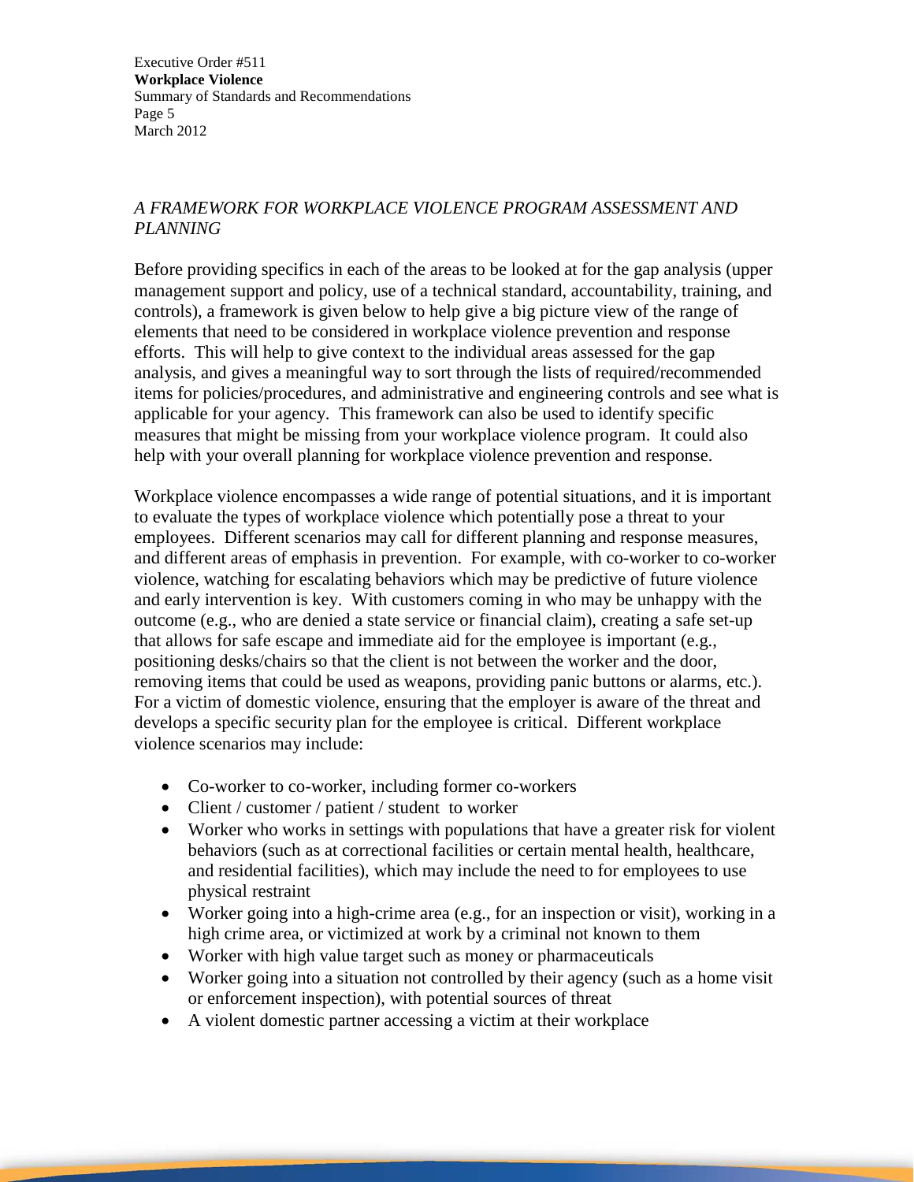*A FRAMEWORK FOR WORKPLACE VIOLENCE PROGRAM ASSESSMENT AND PLANNING*

Before providing specifics in each of the areas to be looked at for the gap analysis (upper management support and policy, use of a technical standard, accountability, training, and controls), a framework is given below to help give a big picture view of the range of elements that need to be considered in workplace violence prevention and response efforts. This will help to give context to the individual areas assessed for the gap analysis, and gives a meaningful way to sort through the lists of required/recommended items for policies/procedures, and administrative and engineering controls and see what is applicable for your agency. This framework can also be used to identify specific measures that might be missing from your workplace violence program. It could also help with your overall planning for workplace violence prevention and response.

Workplace violence encompasses a wide range of potential situations, and it is important to evaluate the types of workplace violence which potentially pose a threat to your employees. Different scenarios may call for different planning and response measures, and different areas of emphasis in prevention. For example, with co-worker to co-worker violence, watching for escalating behaviors which may be predictive of future violence and early intervention is key. With customers coming in who may be unhappy with the outcome (e.g., who are denied a state service or financial claim), creating a safe set-up that allows for safe escape and immediate aid for the employee is important (e.g., positioning desks/chairs so that the client is not between the worker and the door, removing items that could be used as weapons, providing panic buttons or alarms, etc.). For a victim of domestic violence, ensuring that the employer is aware of the threat and develops a specific security plan for the employee is critical. Different workplace violence scenarios may include:

- Co-worker to co-worker, including former co-workers
- Client / customer / patient / student to worker
- Worker who works in settings with populations that have a greater risk for violent behaviors (such as at correctional facilities or certain mental health, healthcare, and residential facilities), which may include the need to for employees to use physical restraint
- Worker going into a high-crime area (e.g., for an inspection or visit), working in a high crime area, or victimized at work by a criminal not known to them
- Worker with high value target such as money or pharmaceuticals
- Worker going into a situation not controlled by their agency (such as a home visit or enforcement inspection), with potential sources of threat
- A violent domestic partner accessing a victim at their workplace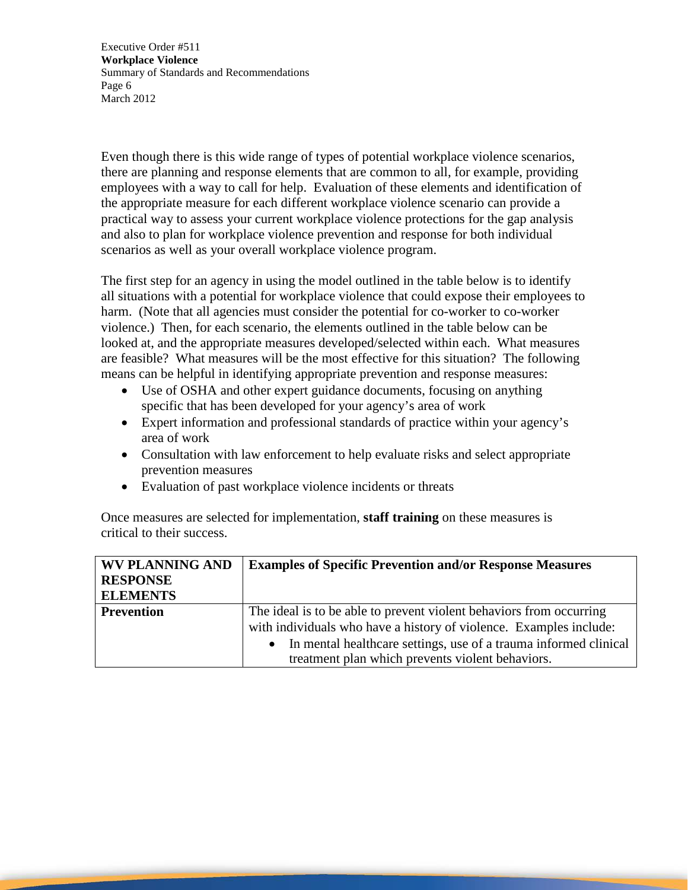Even though there is this wide range of types of potential workplace violence scenarios, there are planning and response elements that are common to all, for example, providing employees with a way to call for help. Evaluation of these elements and identification of the appropriate measure for each different workplace violence scenario can provide a practical way to assess your current workplace violence protections for the gap analysis and also to plan for workplace violence prevention and response for both individual scenarios as well as your overall workplace violence program.

The first step for an agency in using the model outlined in the table below is to identify all situations with a potential for workplace violence that could expose their employees to harm. (Note that all agencies must consider the potential for co-worker to co-worker violence.) Then, for each scenario, the elements outlined in the table below can be looked at, and the appropriate measures developed/selected within each. What measures are feasible? What measures will be the most effective for this situation? The following means can be helpful in identifying appropriate prevention and response measures:

- Use of OSHA and other expert guidance documents, focusing on anything specific that has been developed for your agency's area of work
- Expert information and professional standards of practice within your agency's area of work
- Consultation with law enforcement to help evaluate risks and select appropriate prevention measures
- Evaluation of past workplace violence incidents or threats

Once measures are selected for implementation, **staff training** on these measures is critical to their success.

| WV PLANNING AND RESPONSE ELEMENTS | Examples of Specific Prevention and/or Response Measures |
|---|---|
| **Prevention** | The ideal is to be able to prevent violent behaviors from occurring with individuals who have a history of violence. Examples include:<br>• In mental healthcare settings, use of a trauma informed clinical treatment plan which prevents violent behaviors. |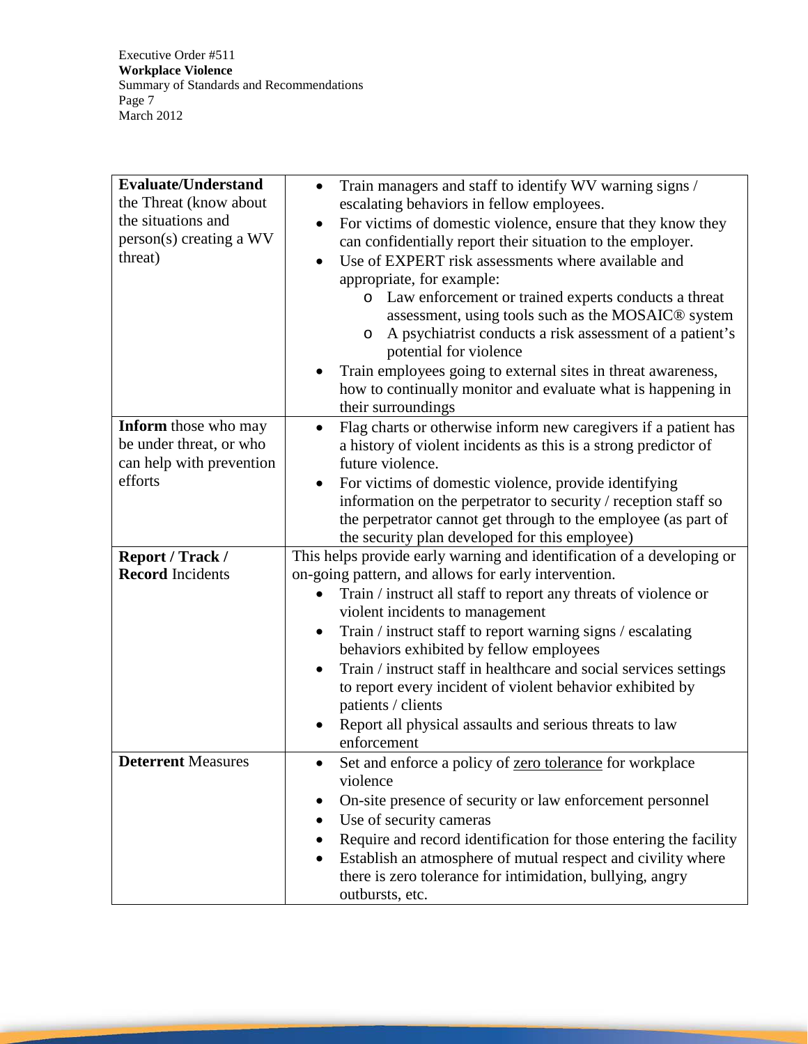| | |
|---|---|
| **Evaluate/Understand** the Threat (know about the situations and person(s) creating a WV threat) | • Train managers and staff to identify WV warning signs / escalating behaviors in fellow employees.<br>• For victims of domestic violence, ensure that they know they can confidentially report their situation to the employer.<br>• Use of EXPERT risk assessments where available and appropriate, for example:<br>  o Law enforcement or trained experts conducts a threat assessment, using tools such as the MOSAIC® system<br>  o A psychiatrist conducts a risk assessment of a patient's potential for violence<br>• Train employees going to external sites in threat awareness, how to continually monitor and evaluate what is happening in their surroundings |
| **Inform** those who may be under threat, or who can help with prevention efforts | • Flag charts or otherwise inform new caregivers if a patient has a history of violent incidents as this is a strong predictor of future violence.<br>• For victims of domestic violence, provide identifying information on the perpetrator to security / reception staff so the perpetrator cannot get through to the employee (as part of the security plan developed for this employee) |
| **Report / Track / Record** Incidents | This helps provide early warning and identification of a developing or on-going pattern, and allows for early intervention.<br>• Train / instruct all staff to report any threats of violence or violent incidents to management<br>• Train / instruct staff to report warning signs / escalating behaviors exhibited by fellow employees<br>• Train / instruct staff in healthcare and social services settings to report every incident of violent behavior exhibited by patients / clients<br>• Report all physical assaults and serious threats to law enforcement |
| **Deterrent** Measures | • Set and enforce a policy of zero tolerance for workplace violence<br>• On-site presence of security or law enforcement personnel<br>• Use of security cameras<br>• Require and record identification for those entering the facility<br>• Establish an atmosphere of mutual respect and civility where there is zero tolerance for intimidation, bullying, angry outbursts, etc. |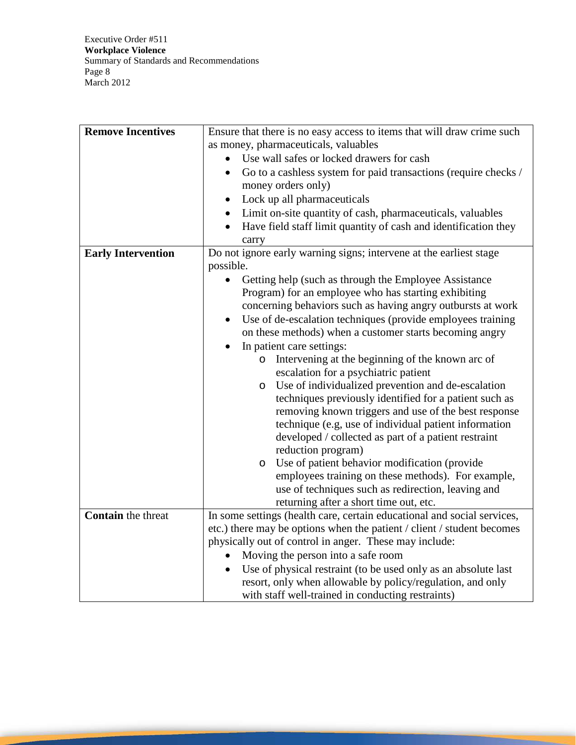| **Remove Incentives** | Ensure that there is no easy access to items that will draw crime such as money, pharmaceuticals, valuables<br>• Use wall safes or locked drawers for cash<br>• Go to a cashless system for paid transactions (require checks / money orders only)<br>• Lock up all pharmaceuticals<br>• Limit on-site quantity of cash, pharmaceuticals, valuables<br>• Have field staff limit quantity of cash and identification they carry |
|---|---|
| **Early Intervention** | Do not ignore early warning signs; intervene at the earliest stage possible.<br>• Getting help (such as through the Employee Assistance Program) for an employee who has starting exhibiting concerning behaviors such as having angry outbursts at work<br>• Use of de-escalation techniques (provide employees training on these methods) when a customer starts becoming angry<br>• In patient care settings:<br>  o Intervening at the beginning of the known arc of escalation for a psychiatric patient<br>  o Use of individualized prevention and de-escalation techniques previously identified for a patient such as removing known triggers and use of the best response technique (e.g, use of individual patient information developed / collected as part of a patient restraint reduction program)<br>  o Use of patient behavior modification (provide employees training on these methods). For example, use of techniques such as redirection, leaving and returning after a short time out, etc. |
| **Contain** the threat | In some settings (health care, certain educational and social services, etc.) there may be options when the patient / client / student becomes physically out of control in anger. These may include:<br>• Moving the person into a safe room<br>• Use of physical restraint (to be used only as an absolute last resort, only when allowable by policy/regulation, and only with staff well-trained in conducting restraints) |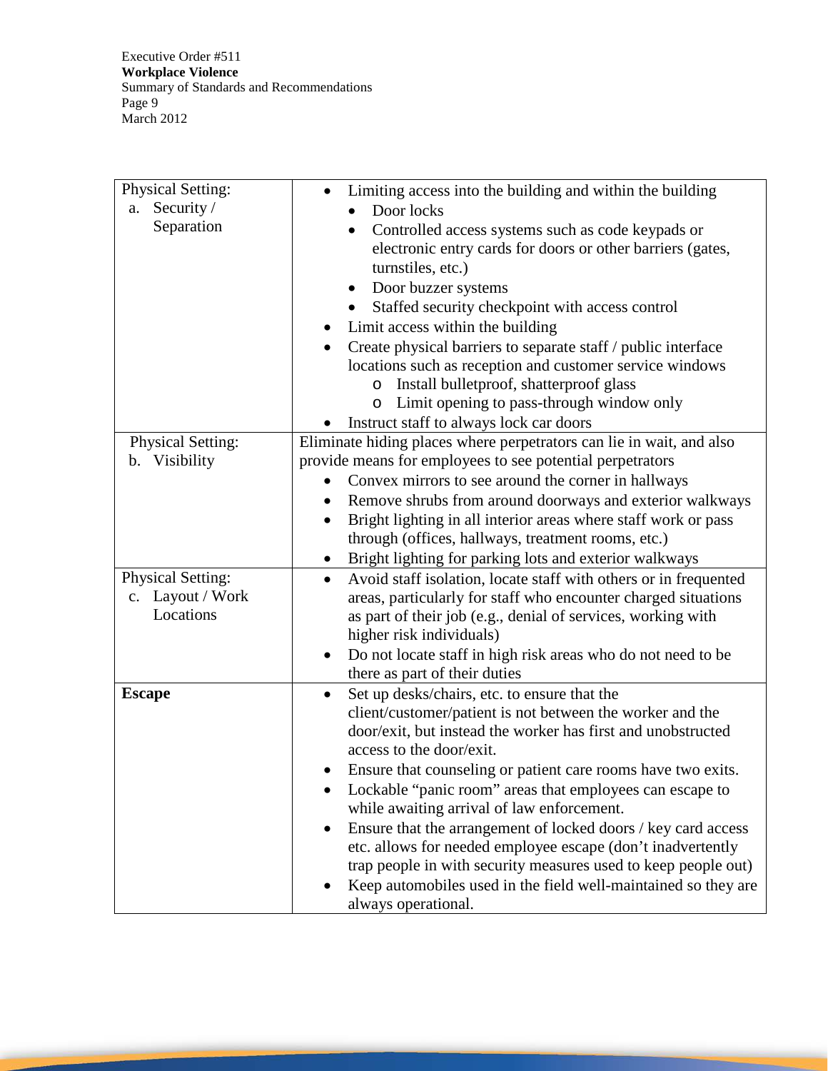| | |
|---|---|
| Physical Setting:<br>a. Security / Separation | • Limiting access into the building and within the building<br>&nbsp;&nbsp;&nbsp;&nbsp;• Door locks<br>&nbsp;&nbsp;&nbsp;&nbsp;• Controlled access systems such as code keypads or electronic entry cards for doors or other barriers (gates, turnstiles, etc.)<br>&nbsp;&nbsp;&nbsp;&nbsp;• Door buzzer systems<br>&nbsp;&nbsp;&nbsp;&nbsp;• Staffed security checkpoint with access control<br>• Limit access within the building<br>• Create physical barriers to separate staff / public interface locations such as reception and customer service windows<br>&nbsp;&nbsp;&nbsp;&nbsp;&nbsp;&nbsp;&nbsp;&nbsp;o Install bulletproof, shatterproof glass<br>&nbsp;&nbsp;&nbsp;&nbsp;&nbsp;&nbsp;&nbsp;&nbsp;o Limit opening to pass-through window only<br>• Instruct staff to always lock car doors |
| Physical Setting:<br>b. Visibility | Eliminate hiding places where perpetrators can lie in wait, and also provide means for employees to see potential perpetrators<br>• Convex mirrors to see around the corner in hallways<br>• Remove shrubs from around doorways and exterior walkways<br>• Bright lighting in all interior areas where staff work or pass through (offices, hallways, treatment rooms, etc.)<br>• Bright lighting for parking lots and exterior walkways |
| Physical Setting:<br>c. Layout / Work Locations | • Avoid staff isolation, locate staff with others or in frequented areas, particularly for staff who encounter charged situations as part of their job (e.g., denial of services, working with higher risk individuals)<br>• Do not locate staff in high risk areas who do not need to be there as part of their duties |
| **Escape** | • Set up desks/chairs, etc. to ensure that the client/customer/patient is not between the worker and the door/exit, but instead the worker has first and unobstructed access to the door/exit.<br>• Ensure that counseling or patient care rooms have two exits.<br>• Lockable "panic room" areas that employees can escape to while awaiting arrival of law enforcement.<br>• Ensure that the arrangement of locked doors / key card access etc. allows for needed employee escape (don't inadvertently trap people in with security measures used to keep people out)<br>• Keep automobiles used in the field well-maintained so they are always operational. |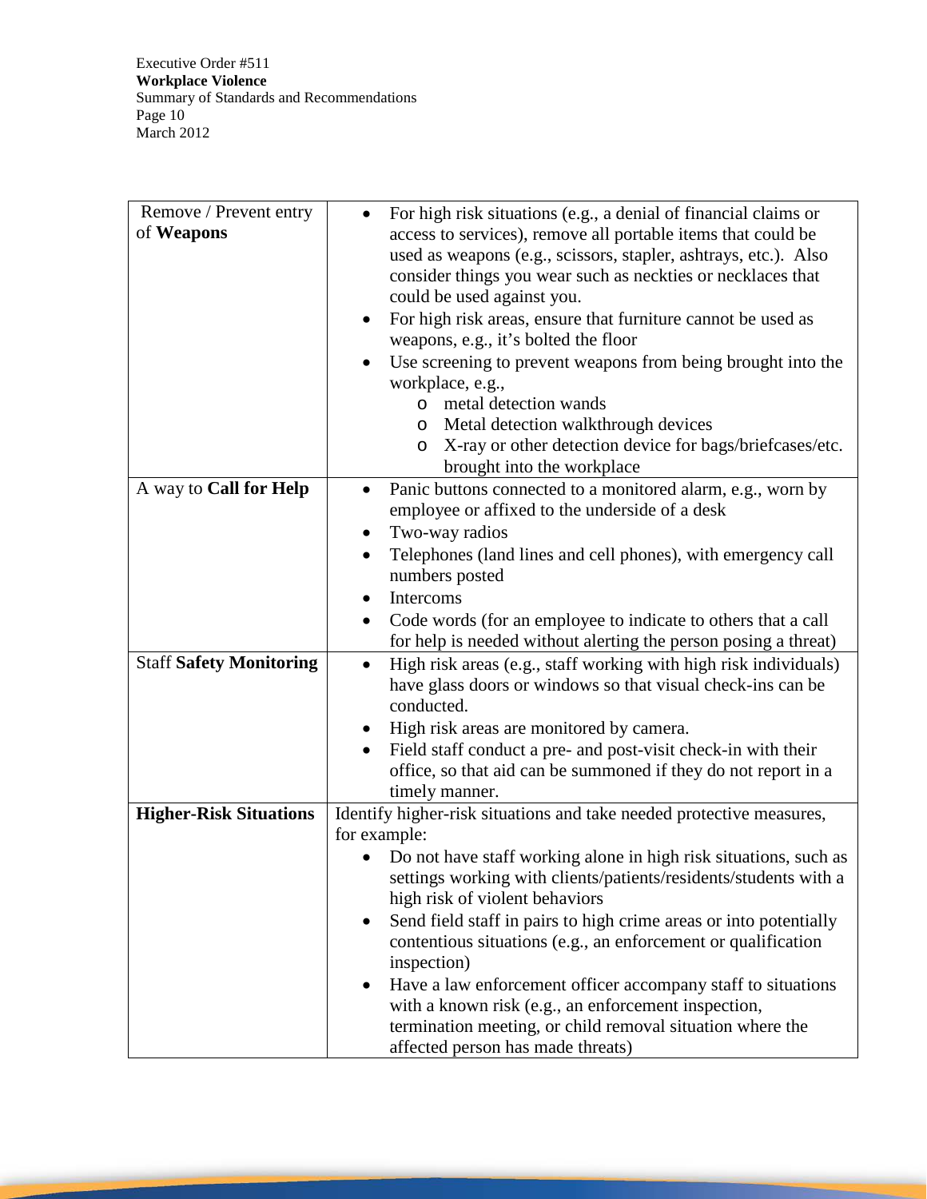| | |
|---|---|
| Remove / Prevent entry of **Weapons** | • For high risk situations (e.g., a denial of financial claims or access to services), remove all portable items that could be used as weapons (e.g., scissors, stapler, ashtrays, etc.). Also consider things you wear such as neckties or necklaces that could be used against you.<br>• For high risk areas, ensure that furniture cannot be used as weapons, e.g., it's bolted the floor<br>• Use screening to prevent weapons from being brought into the workplace, e.g.,<br>  o metal detection wands<br>  o Metal detection walkthrough devices<br>  o X-ray or other detection device for bags/briefcases/etc. brought into the workplace |
| A way to **Call for Help** | • Panic buttons connected to a monitored alarm, e.g., worn by employee or affixed to the underside of a desk<br>• Two-way radios<br>• Telephones (land lines and cell phones), with emergency call numbers posted<br>• Intercoms<br>• Code words (for an employee to indicate to others that a call for help is needed without alerting the person posing a threat) |
| Staff **Safety Monitoring** | • High risk areas (e.g., staff working with high risk individuals) have glass doors or windows so that visual check-ins can be conducted.<br>• High risk areas are monitored by camera.<br>• Field staff conduct a pre- and post-visit check-in with their office, so that aid can be summoned if they do not report in a timely manner. |
| **Higher-Risk Situations** | Identify higher-risk situations and take needed protective measures, for example:<br>• Do not have staff working alone in high risk situations, such as settings working with clients/patients/residents/students with a high risk of violent behaviors<br>• Send field staff in pairs to high crime areas or into potentially contentious situations (e.g., an enforcement or qualification inspection)<br>• Have a law enforcement officer accompany staff to situations with a known risk (e.g., an enforcement inspection, termination meeting, or child removal situation where the affected person has made threats) |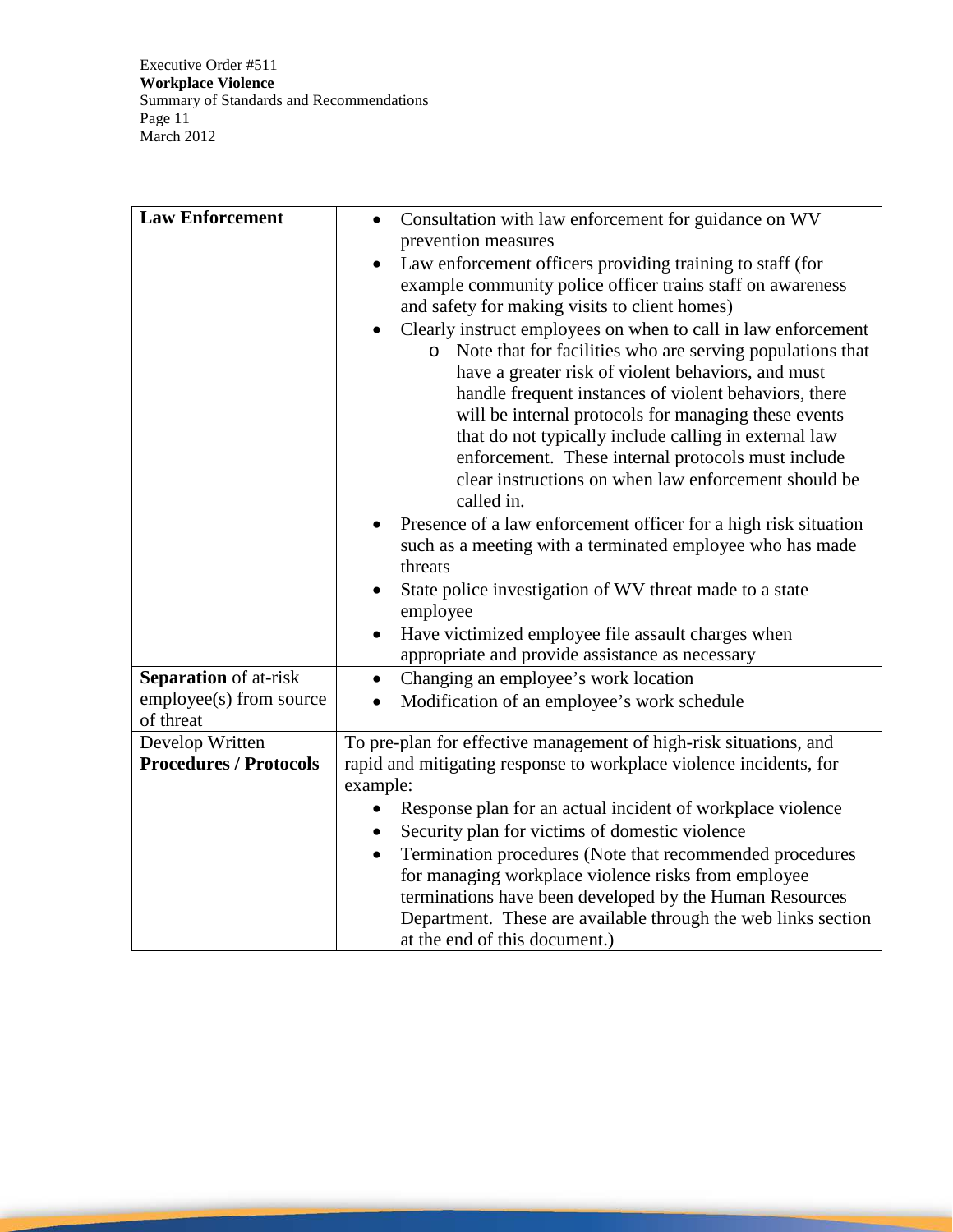| | |
|---|---|
| **Law Enforcement** | • Consultation with law enforcement for guidance on WV prevention measures<br>• Law enforcement officers providing training to staff (for example community police officer trains staff on awareness and safety for making visits to client homes)<br>• Clearly instruct employees on when to call in law enforcement<br>&nbsp;&nbsp;&nbsp;&nbsp;o Note that for facilities who are serving populations that have a greater risk of violent behaviors, and must handle frequent instances of violent behaviors, there will be internal protocols for managing these events that do not typically include calling in external law enforcement. These internal protocols must include clear instructions on when law enforcement should be called in.<br>• Presence of a law enforcement officer for a high risk situation such as a meeting with a terminated employee who has made threats<br>• State police investigation of WV threat made to a state employee<br>• Have victimized employee file assault charges when appropriate and provide assistance as necessary |
| **Separation** of at-risk employee(s) from source of threat | • Changing an employee's work location<br>• Modification of an employee's work schedule |
| Develop Written **Procedures / Protocols** | To pre-plan for effective management of high-risk situations, and rapid and mitigating response to workplace violence incidents, for example:<br>• Response plan for an actual incident of workplace violence<br>• Security plan for victims of domestic violence<br>• Termination procedures (Note that recommended procedures for managing workplace violence risks from employee terminations have been developed by the Human Resources Department. These are available through the web links section at the end of this document.) |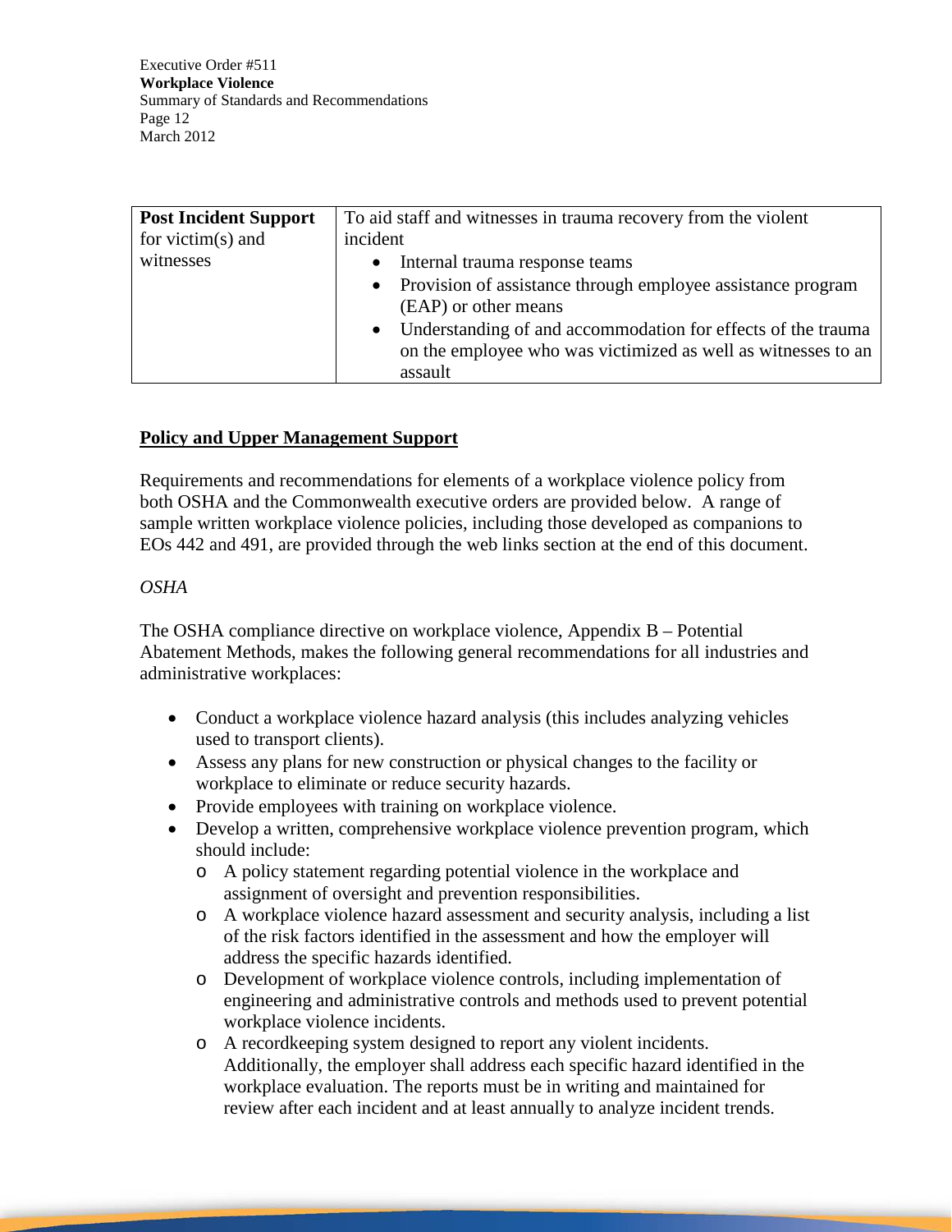| **Post Incident Support** for victim(s) and witnesses | To aid staff and witnesses in trauma recovery from the violent incident<br>• Internal trauma response teams<br>• Provision of assistance through employee assistance program (EAP) or other means<br>• Understanding of and accommodation for effects of the trauma on the employee who was victimized as well as witnesses to an assault |
|---|---|

## Policy and Upper Management Support

Requirements and recommendations for elements of a workplace violence policy from both OSHA and the Commonwealth executive orders are provided below. A range of sample written workplace violence policies, including those developed as companions to EOs 442 and 491, are provided through the web links section at the end of this document.

*OSHA*

The OSHA compliance directive on workplace violence, Appendix B – Potential Abatement Methods, makes the following general recommendations for all industries and administrative workplaces:

- Conduct a workplace violence hazard analysis (this includes analyzing vehicles used to transport clients).
- Assess any plans for new construction or physical changes to the facility or workplace to eliminate or reduce security hazards.
- Provide employees with training on workplace violence.
- Develop a written, comprehensive workplace violence prevention program, which should include:
  - A policy statement regarding potential violence in the workplace and assignment of oversight and prevention responsibilities.
  - A workplace violence hazard assessment and security analysis, including a list of the risk factors identified in the assessment and how the employer will address the specific hazards identified.
  - Development of workplace violence controls, including implementation of engineering and administrative controls and methods used to prevent potential workplace violence incidents.
  - A recordkeeping system designed to report any violent incidents. Additionally, the employer shall address each specific hazard identified in the workplace evaluation. The reports must be in writing and maintained for review after each incident and at least annually to analyze incident trends.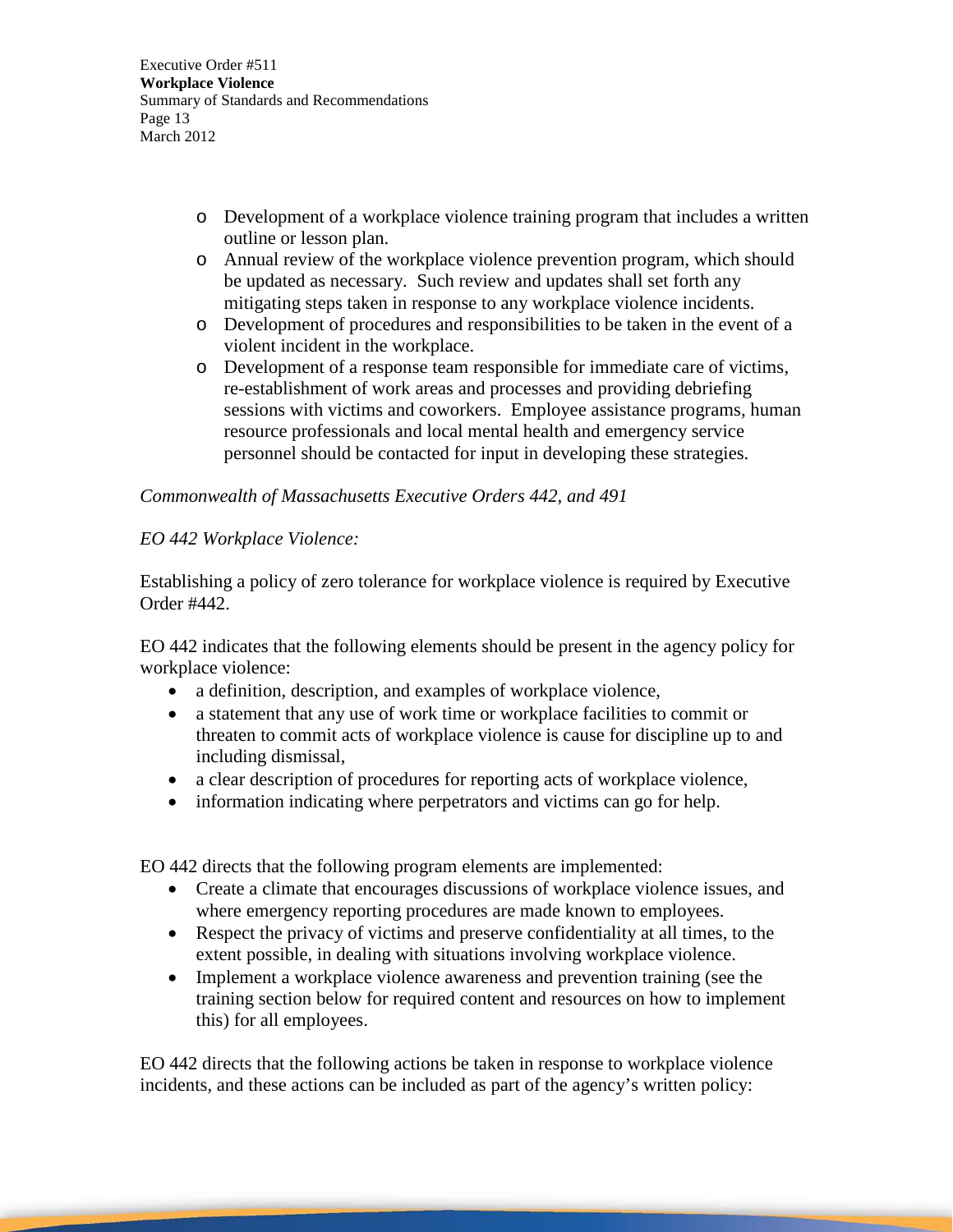- Development of a workplace violence training program that includes a written outline or lesson plan.
- Annual review of the workplace violence prevention program, which should be updated as necessary. Such review and updates shall set forth any mitigating steps taken in response to any workplace violence incidents.
- Development of procedures and responsibilities to be taken in the event of a violent incident in the workplace.
- Development of a response team responsible for immediate care of victims, re-establishment of work areas and processes and providing debriefing sessions with victims and coworkers. Employee assistance programs, human resource professionals and local mental health and emergency service personnel should be contacted for input in developing these strategies.

*Commonwealth of Massachusetts Executive Orders 442, and 491*

*EO 442 Workplace Violence:*

Establishing a policy of zero tolerance for workplace violence is required by Executive Order #442.

EO 442 indicates that the following elements should be present in the agency policy for workplace violence:

- a definition, description, and examples of workplace violence,
- a statement that any use of work time or workplace facilities to commit or threaten to commit acts of workplace violence is cause for discipline up to and including dismissal,
- a clear description of procedures for reporting acts of workplace violence,
- information indicating where perpetrators and victims can go for help.

EO 442 directs that the following program elements are implemented:

- Create a climate that encourages discussions of workplace violence issues, and where emergency reporting procedures are made known to employees.
- Respect the privacy of victims and preserve confidentiality at all times, to the extent possible, in dealing with situations involving workplace violence.
- Implement a workplace violence awareness and prevention training (see the training section below for required content and resources on how to implement this) for all employees.

EO 442 directs that the following actions be taken in response to workplace violence incidents, and these actions can be included as part of the agency's written policy: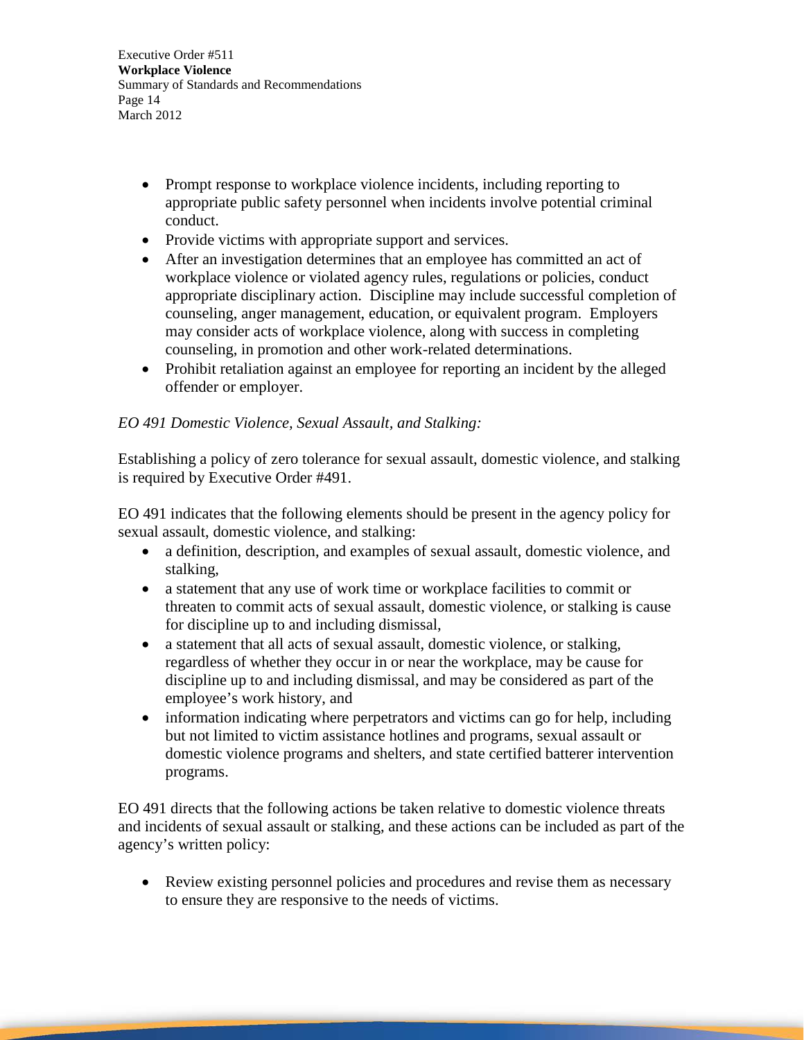- Prompt response to workplace violence incidents, including reporting to appropriate public safety personnel when incidents involve potential criminal conduct.
- Provide victims with appropriate support and services.
- After an investigation determines that an employee has committed an act of workplace violence or violated agency rules, regulations or policies, conduct appropriate disciplinary action. Discipline may include successful completion of counseling, anger management, education, or equivalent program. Employers may consider acts of workplace violence, along with success in completing counseling, in promotion and other work-related determinations.
- Prohibit retaliation against an employee for reporting an incident by the alleged offender or employer.

*EO 491 Domestic Violence, Sexual Assault, and Stalking:*

Establishing a policy of zero tolerance for sexual assault, domestic violence, and stalking is required by Executive Order #491.

EO 491 indicates that the following elements should be present in the agency policy for sexual assault, domestic violence, and stalking:

- a definition, description, and examples of sexual assault, domestic violence, and stalking,
- a statement that any use of work time or workplace facilities to commit or threaten to commit acts of sexual assault, domestic violence, or stalking is cause for discipline up to and including dismissal,
- a statement that all acts of sexual assault, domestic violence, or stalking, regardless of whether they occur in or near the workplace, may be cause for discipline up to and including dismissal, and may be considered as part of the employee's work history, and
- information indicating where perpetrators and victims can go for help, including but not limited to victim assistance hotlines and programs, sexual assault or domestic violence programs and shelters, and state certified batterer intervention programs.

EO 491 directs that the following actions be taken relative to domestic violence threats and incidents of sexual assault or stalking, and these actions can be included as part of the agency's written policy:

- Review existing personnel policies and procedures and revise them as necessary to ensure they are responsive to the needs of victims.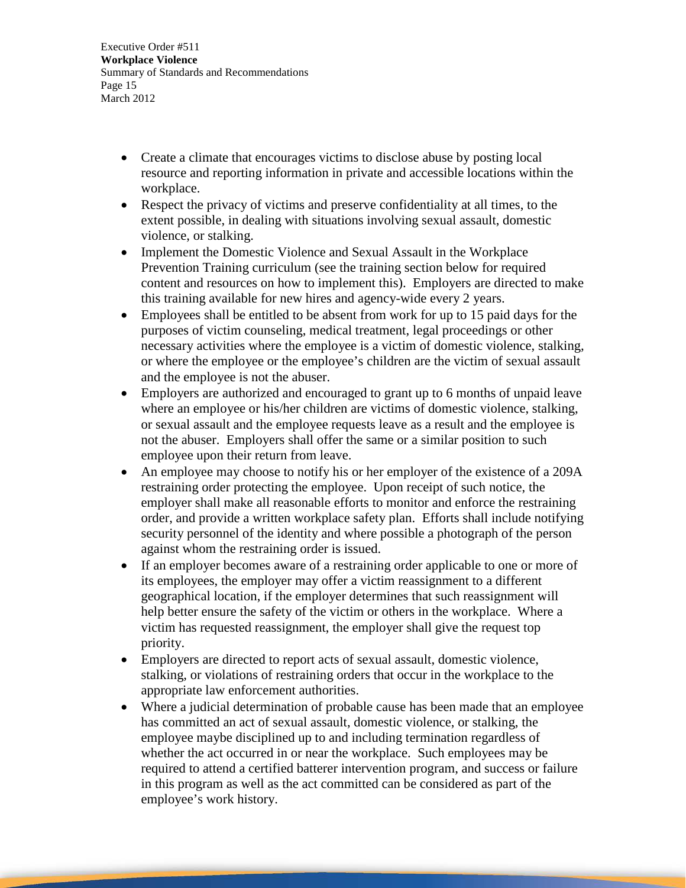- Create a climate that encourages victims to disclose abuse by posting local resource and reporting information in private and accessible locations within the workplace.
- Respect the privacy of victims and preserve confidentiality at all times, to the extent possible, in dealing with situations involving sexual assault, domestic violence, or stalking.
- Implement the Domestic Violence and Sexual Assault in the Workplace Prevention Training curriculum (see the training section below for required content and resources on how to implement this). Employers are directed to make this training available for new hires and agency-wide every 2 years.
- Employees shall be entitled to be absent from work for up to 15 paid days for the purposes of victim counseling, medical treatment, legal proceedings or other necessary activities where the employee is a victim of domestic violence, stalking, or where the employee or the employee's children are the victim of sexual assault and the employee is not the abuser.
- Employers are authorized and encouraged to grant up to 6 months of unpaid leave where an employee or his/her children are victims of domestic violence, stalking, or sexual assault and the employee requests leave as a result and the employee is not the abuser. Employers shall offer the same or a similar position to such employee upon their return from leave.
- An employee may choose to notify his or her employer of the existence of a 209A restraining order protecting the employee. Upon receipt of such notice, the employer shall make all reasonable efforts to monitor and enforce the restraining order, and provide a written workplace safety plan. Efforts shall include notifying security personnel of the identity and where possible a photograph of the person against whom the restraining order is issued.
- If an employer becomes aware of a restraining order applicable to one or more of its employees, the employer may offer a victim reassignment to a different geographical location, if the employer determines that such reassignment will help better ensure the safety of the victim or others in the workplace. Where a victim has requested reassignment, the employer shall give the request top priority.
- Employers are directed to report acts of sexual assault, domestic violence, stalking, or violations of restraining orders that occur in the workplace to the appropriate law enforcement authorities.
- Where a judicial determination of probable cause has been made that an employee has committed an act of sexual assault, domestic violence, or stalking, the employee maybe disciplined up to and including termination regardless of whether the act occurred in or near the workplace. Such employees may be required to attend a certified batterer intervention program, and success or failure in this program as well as the act committed can be considered as part of the employee's work history.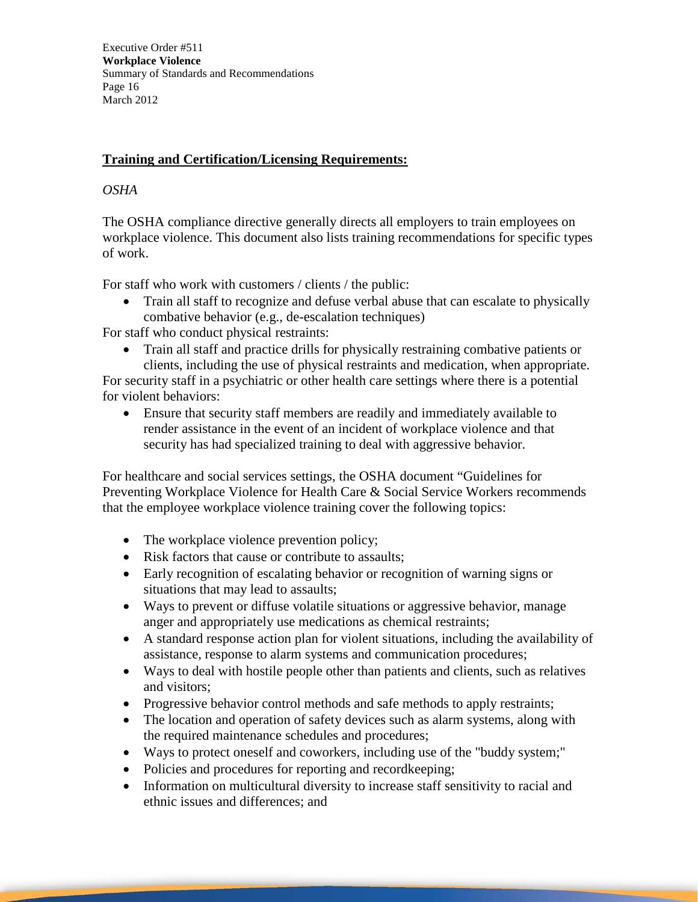**Training and Certification/Licensing Requirements:**

*OSHA*

The OSHA compliance directive generally directs all employers to train employees on workplace violence. This document also lists training recommendations for specific types of work.

For staff who work with customers / clients / the public:

- Train all staff to recognize and defuse verbal abuse that can escalate to physically combative behavior (e.g., de-escalation techniques)

For staff who conduct physical restraints:

- Train all staff and practice drills for physically restraining combative patients or clients, including the use of physical restraints and medication, when appropriate.

For security staff in a psychiatric or other health care settings where there is a potential for violent behaviors:

- Ensure that security staff members are readily and immediately available to render assistance in the event of an incident of workplace violence and that security has had specialized training to deal with aggressive behavior.

For healthcare and social services settings, the OSHA document "Guidelines for Preventing Workplace Violence for Health Care & Social Service Workers recommends that the employee workplace violence training cover the following topics:

- The workplace violence prevention policy;
- Risk factors that cause or contribute to assaults;
- Early recognition of escalating behavior or recognition of warning signs or situations that may lead to assaults;
- Ways to prevent or diffuse volatile situations or aggressive behavior, manage anger and appropriately use medications as chemical restraints;
- A standard response action plan for violent situations, including the availability of assistance, response to alarm systems and communication procedures;
- Ways to deal with hostile people other than patients and clients, such as relatives and visitors;
- Progressive behavior control methods and safe methods to apply restraints;
- The location and operation of safety devices such as alarm systems, along with the required maintenance schedules and procedures;
- Ways to protect oneself and coworkers, including use of the "buddy system;"
- Policies and procedures for reporting and recordkeeping;
- Information on multicultural diversity to increase staff sensitivity to racial and ethnic issues and differences; and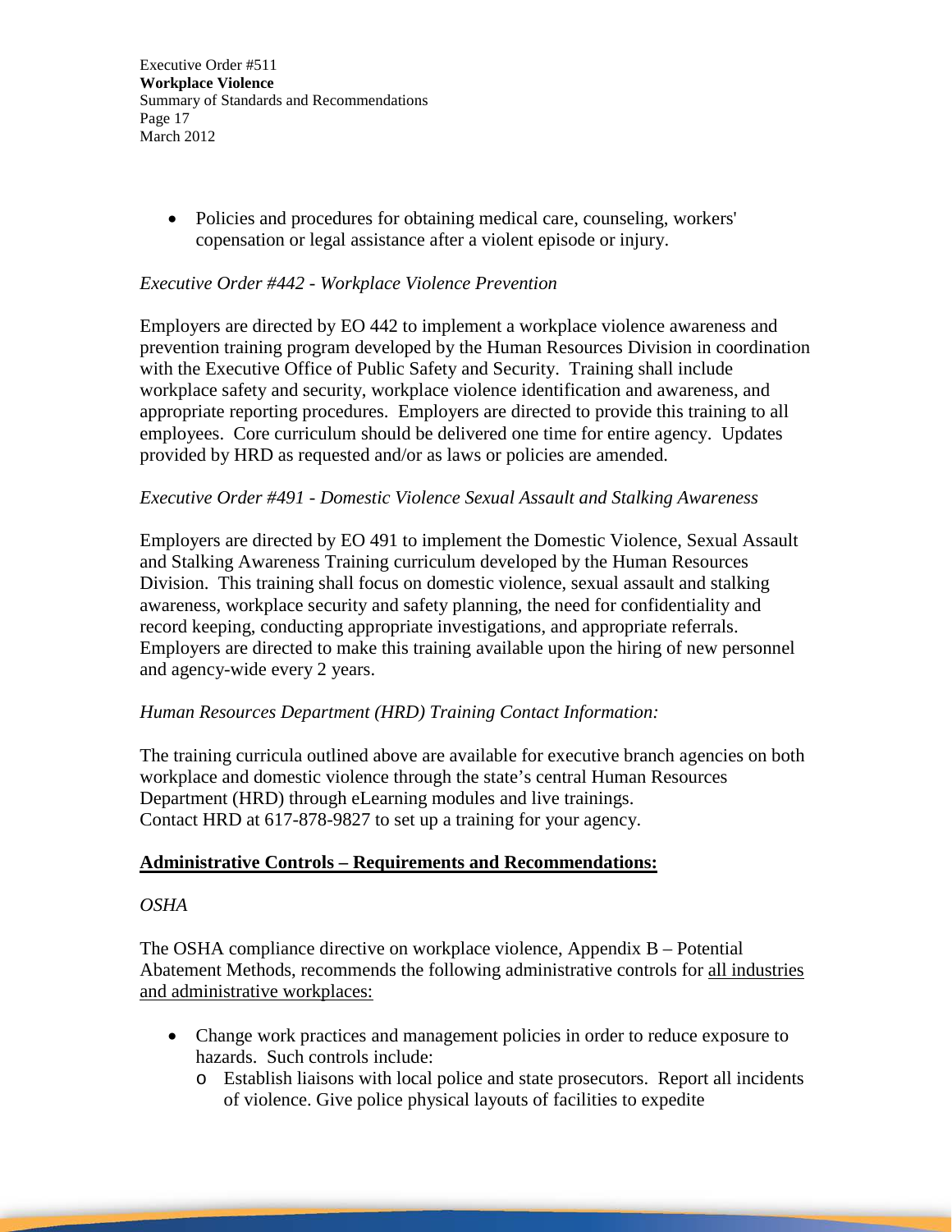- Policies and procedures for obtaining medical care, counseling, workers' copensation or legal assistance after a violent episode or injury.

*Executive Order #442 - Workplace Violence Prevention*

Employers are directed by EO 442 to implement a workplace violence awareness and prevention training program developed by the Human Resources Division in coordination with the Executive Office of Public Safety and Security. Training shall include workplace safety and security, workplace violence identification and awareness, and appropriate reporting procedures. Employers are directed to provide this training to all employees. Core curriculum should be delivered one time for entire agency. Updates provided by HRD as requested and/or as laws or policies are amended.

*Executive Order #491 - Domestic Violence Sexual Assault and Stalking Awareness*

Employers are directed by EO 491 to implement the Domestic Violence, Sexual Assault and Stalking Awareness Training curriculum developed by the Human Resources Division. This training shall focus on domestic violence, sexual assault and stalking awareness, workplace security and safety planning, the need for confidentiality and record keeping, conducting appropriate investigations, and appropriate referrals. Employers are directed to make this training available upon the hiring of new personnel and agency-wide every 2 years.

*Human Resources Department (HRD) Training Contact Information:*

The training curricula outlined above are available for executive branch agencies on both workplace and domestic violence through the state's central Human Resources Department (HRD) through eLearning modules and live trainings.
Contact HRD at 617-878-9827 to set up a training for your agency.

**Administrative Controls – Requirements and Recommendations:**

*OSHA*

The OSHA compliance directive on workplace violence, Appendix B – Potential Abatement Methods, recommends the following administrative controls for all industries and administrative workplaces:

- Change work practices and management policies in order to reduce exposure to hazards. Such controls include:
  - Establish liaisons with local police and state prosecutors. Report all incidents of violence. Give police physical layouts of facilities to expedite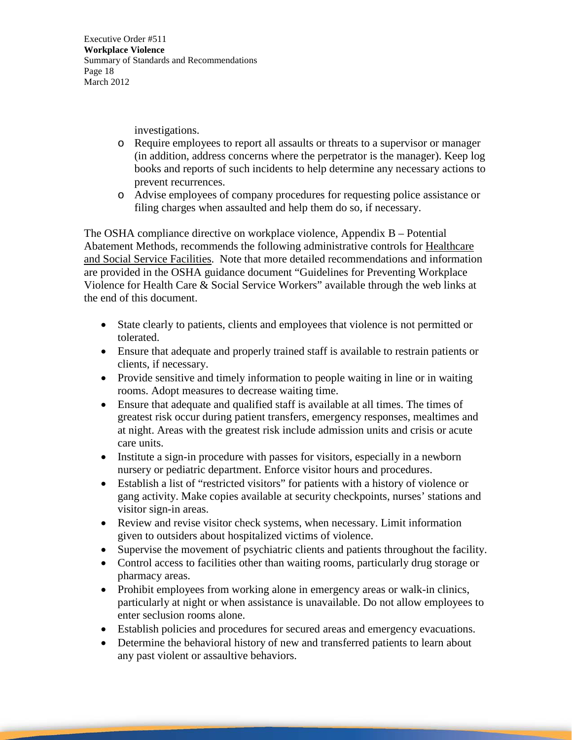investigations.
    - Require employees to report all assaults or threats to a supervisor or manager (in addition, address concerns where the perpetrator is the manager). Keep log books and reports of such incidents to help determine any necessary actions to prevent recurrences.
    - Advise employees of company procedures for requesting police assistance or filing charges when assaulted and help them do so, if necessary.

The OSHA compliance directive on workplace violence, Appendix B – Potential Abatement Methods, recommends the following administrative controls for <u>Healthcare and Social Service Facilities</u>. Note that more detailed recommendations and information are provided in the OSHA guidance document "Guidelines for Preventing Workplace Violence for Health Care & Social Service Workers" available through the web links at the end of this document.

- State clearly to patients, clients and employees that violence is not permitted or tolerated.
- Ensure that adequate and properly trained staff is available to restrain patients or clients, if necessary.
- Provide sensitive and timely information to people waiting in line or in waiting rooms. Adopt measures to decrease waiting time.
- Ensure that adequate and qualified staff is available at all times. The times of greatest risk occur during patient transfers, emergency responses, mealtimes and at night. Areas with the greatest risk include admission units and crisis or acute care units.
- Institute a sign-in procedure with passes for visitors, especially in a newborn nursery or pediatric department. Enforce visitor hours and procedures.
- Establish a list of "restricted visitors" for patients with a history of violence or gang activity. Make copies available at security checkpoints, nurses' stations and visitor sign-in areas.
- Review and revise visitor check systems, when necessary. Limit information given to outsiders about hospitalized victims of violence.
- Supervise the movement of psychiatric clients and patients throughout the facility.
- Control access to facilities other than waiting rooms, particularly drug storage or pharmacy areas.
- Prohibit employees from working alone in emergency areas or walk-in clinics, particularly at night or when assistance is unavailable. Do not allow employees to enter seclusion rooms alone.
- Establish policies and procedures for secured areas and emergency evacuations.
- Determine the behavioral history of new and transferred patients to learn about any past violent or assaultive behaviors.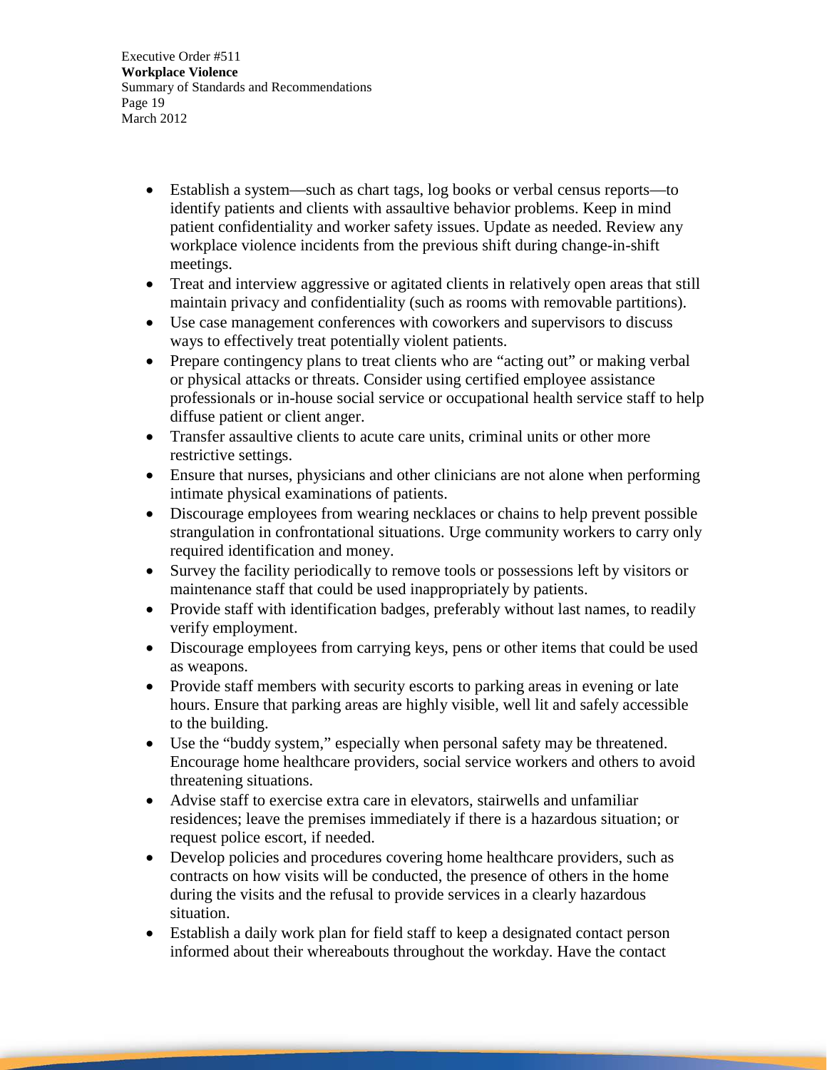- Establish a system—such as chart tags, log books or verbal census reports—to identify patients and clients with assaultive behavior problems. Keep in mind patient confidentiality and worker safety issues. Update as needed. Review any workplace violence incidents from the previous shift during change-in-shift meetings.
- Treat and interview aggressive or agitated clients in relatively open areas that still maintain privacy and confidentiality (such as rooms with removable partitions).
- Use case management conferences with coworkers and supervisors to discuss ways to effectively treat potentially violent patients.
- Prepare contingency plans to treat clients who are "acting out" or making verbal or physical attacks or threats. Consider using certified employee assistance professionals or in-house social service or occupational health service staff to help diffuse patient or client anger.
- Transfer assaultive clients to acute care units, criminal units or other more restrictive settings.
- Ensure that nurses, physicians and other clinicians are not alone when performing intimate physical examinations of patients.
- Discourage employees from wearing necklaces or chains to help prevent possible strangulation in confrontational situations. Urge community workers to carry only required identification and money.
- Survey the facility periodically to remove tools or possessions left by visitors or maintenance staff that could be used inappropriately by patients.
- Provide staff with identification badges, preferably without last names, to readily verify employment.
- Discourage employees from carrying keys, pens or other items that could be used as weapons.
- Provide staff members with security escorts to parking areas in evening or late hours. Ensure that parking areas are highly visible, well lit and safely accessible to the building.
- Use the "buddy system," especially when personal safety may be threatened. Encourage home healthcare providers, social service workers and others to avoid threatening situations.
- Advise staff to exercise extra care in elevators, stairwells and unfamiliar residences; leave the premises immediately if there is a hazardous situation; or request police escort, if needed.
- Develop policies and procedures covering home healthcare providers, such as contracts on how visits will be conducted, the presence of others in the home during the visits and the refusal to provide services in a clearly hazardous situation.
- Establish a daily work plan for field staff to keep a designated contact person informed about their whereabouts throughout the workday. Have the contact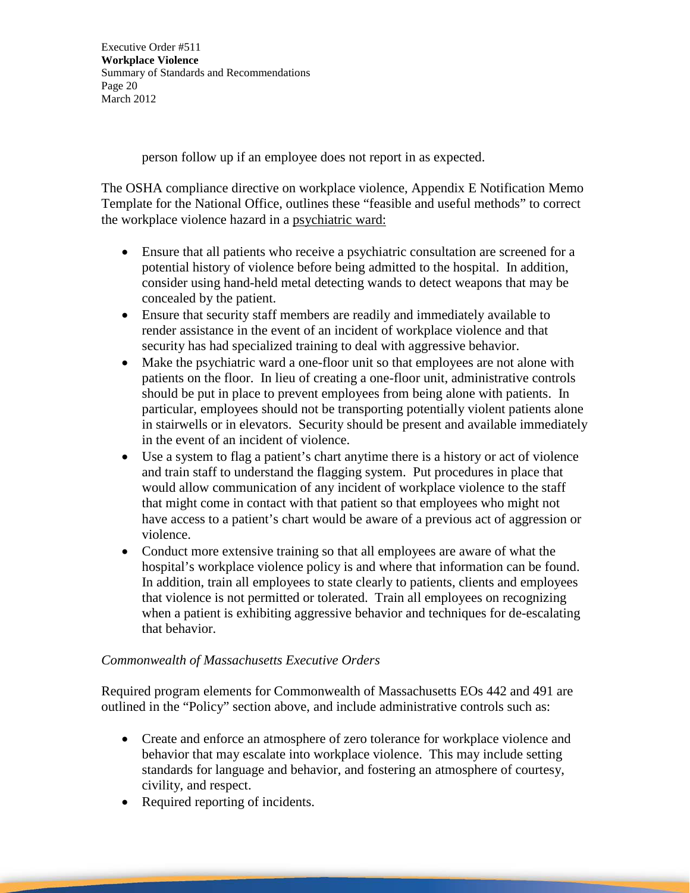person follow up if an employee does not report in as expected.

The OSHA compliance directive on workplace violence, Appendix E Notification Memo Template for the National Office, outlines these "feasible and useful methods" to correct the workplace violence hazard in a psychiatric ward:

- Ensure that all patients who receive a psychiatric consultation are screened for a potential history of violence before being admitted to the hospital. In addition, consider using hand-held metal detecting wands to detect weapons that may be concealed by the patient.
- Ensure that security staff members are readily and immediately available to render assistance in the event of an incident of workplace violence and that security has had specialized training to deal with aggressive behavior.
- Make the psychiatric ward a one-floor unit so that employees are not alone with patients on the floor. In lieu of creating a one-floor unit, administrative controls should be put in place to prevent employees from being alone with patients. In particular, employees should not be transporting potentially violent patients alone in stairwells or in elevators. Security should be present and available immediately in the event of an incident of violence.
- Use a system to flag a patient's chart anytime there is a history or act of violence and train staff to understand the flagging system. Put procedures in place that would allow communication of any incident of workplace violence to the staff that might come in contact with that patient so that employees who might not have access to a patient's chart would be aware of a previous act of aggression or violence.
- Conduct more extensive training so that all employees are aware of what the hospital's workplace violence policy is and where that information can be found. In addition, train all employees to state clearly to patients, clients and employees that violence is not permitted or tolerated. Train all employees on recognizing when a patient is exhibiting aggressive behavior and techniques for de-escalating that behavior.

*Commonwealth of Massachusetts Executive Orders*

Required program elements for Commonwealth of Massachusetts EOs 442 and 491 are outlined in the "Policy" section above, and include administrative controls such as:

- Create and enforce an atmosphere of zero tolerance for workplace violence and behavior that may escalate into workplace violence. This may include setting standards for language and behavior, and fostering an atmosphere of courtesy, civility, and respect.
- Required reporting of incidents.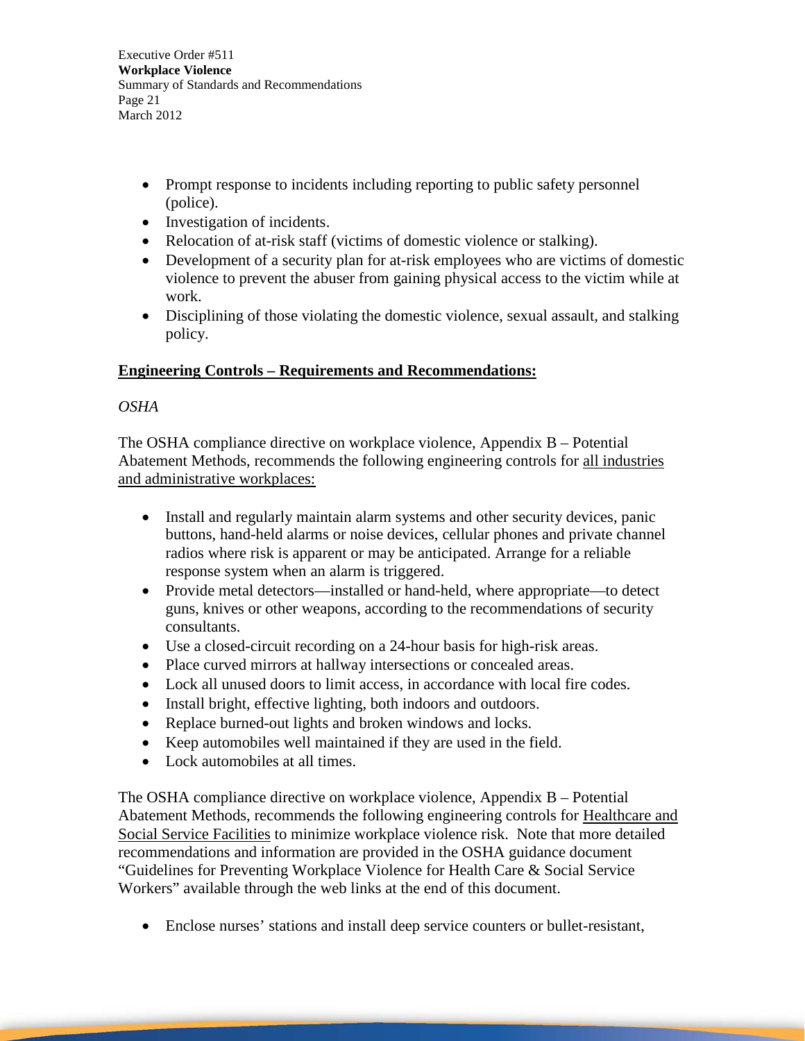- Prompt response to incidents including reporting to public safety personnel (police).
- Investigation of incidents.
- Relocation of at-risk staff (victims of domestic violence or stalking).
- Development of a security plan for at-risk employees who are victims of domestic violence to prevent the abuser from gaining physical access to the victim while at work.
- Disciplining of those violating the domestic violence, sexual assault, and stalking policy.

## Engineering Controls – Requirements and Recommendations:

*OSHA*

The OSHA compliance directive on workplace violence, Appendix B – Potential Abatement Methods, recommends the following engineering controls for all industries and administrative workplaces:

- Install and regularly maintain alarm systems and other security devices, panic buttons, hand-held alarms or noise devices, cellular phones and private channel radios where risk is apparent or may be anticipated. Arrange for a reliable response system when an alarm is triggered.
- Provide metal detectors—installed or hand-held, where appropriate—to detect guns, knives or other weapons, according to the recommendations of security consultants.
- Use a closed-circuit recording on a 24-hour basis for high-risk areas.
- Place curved mirrors at hallway intersections or concealed areas.
- Lock all unused doors to limit access, in accordance with local fire codes.
- Install bright, effective lighting, both indoors and outdoors.
- Replace burned-out lights and broken windows and locks.
- Keep automobiles well maintained if they are used in the field.
- Lock automobiles at all times.

The OSHA compliance directive on workplace violence, Appendix B – Potential Abatement Methods, recommends the following engineering controls for Healthcare and Social Service Facilities to minimize workplace violence risk. Note that more detailed recommendations and information are provided in the OSHA guidance document "Guidelines for Preventing Workplace Violence for Health Care & Social Service Workers" available through the web links at the end of this document.

- Enclose nurses' stations and install deep service counters or bullet-resistant,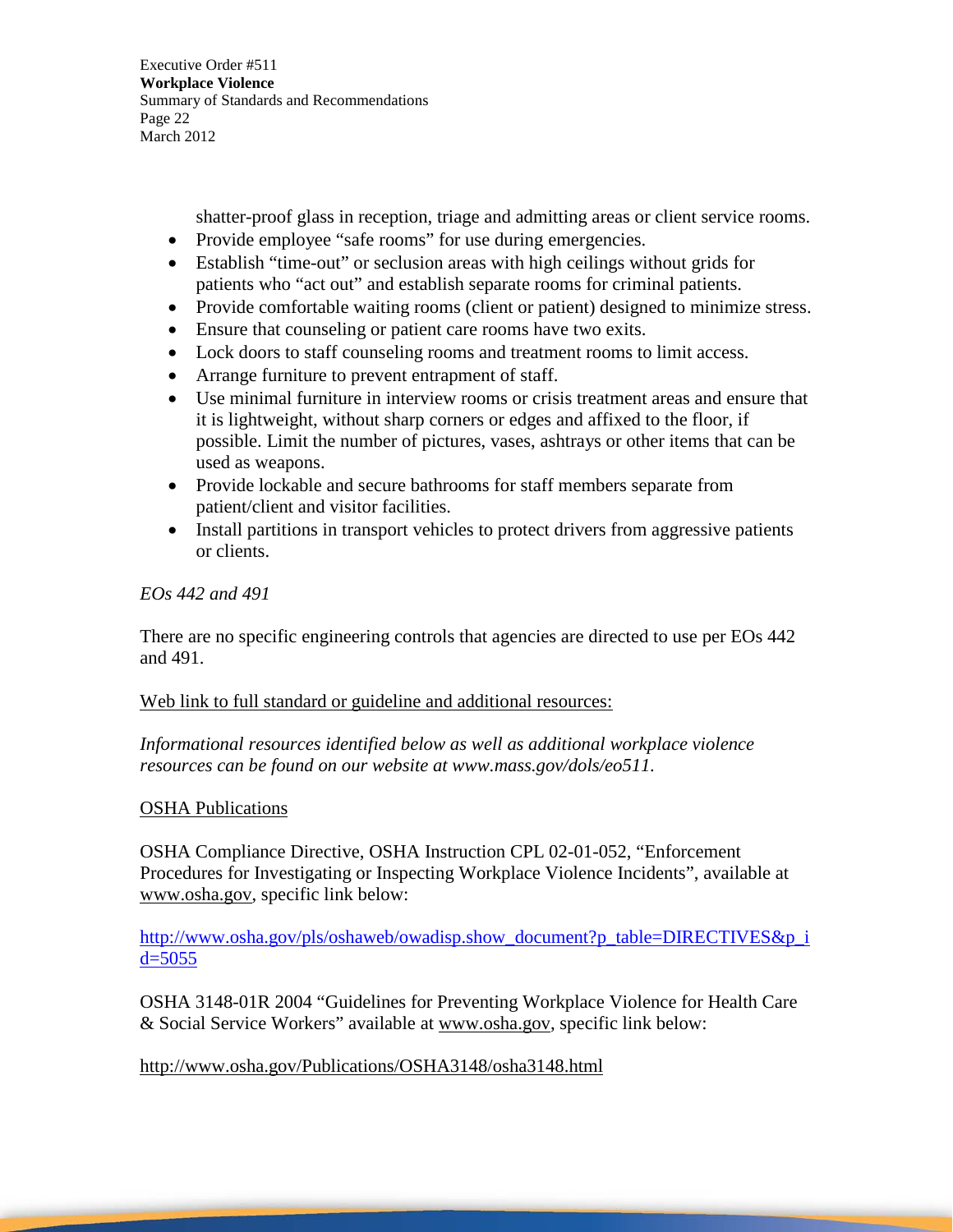shatter-proof glass in reception, triage and admitting areas or client service rooms.

- Provide employee "safe rooms" for use during emergencies.
- Establish "time-out" or seclusion areas with high ceilings without grids for patients who "act out" and establish separate rooms for criminal patients.
- Provide comfortable waiting rooms (client or patient) designed to minimize stress.
- Ensure that counseling or patient care rooms have two exits.
- Lock doors to staff counseling rooms and treatment rooms to limit access.
- Arrange furniture to prevent entrapment of staff.
- Use minimal furniture in interview rooms or crisis treatment areas and ensure that it is lightweight, without sharp corners or edges and affixed to the floor, if possible. Limit the number of pictures, vases, ashtrays or other items that can be used as weapons.
- Provide lockable and secure bathrooms for staff members separate from patient/client and visitor facilities.
- Install partitions in transport vehicles to protect drivers from aggressive patients or clients.

*EOs 442 and 491*

There are no specific engineering controls that agencies are directed to use per EOs 442 and 491.

Web link to full standard or guideline and additional resources:

*Informational resources identified below as well as additional workplace violence resources can be found on our website at www.mass.gov/dols/eo511.*

OSHA Publications

OSHA Compliance Directive, OSHA Instruction CPL 02-01-052, "Enforcement Procedures for Investigating or Inspecting Workplace Violence Incidents", available at www.osha.gov, specific link below:

http://www.osha.gov/pls/oshaweb/owadisp.show_document?p_table=DIRECTIVES&p_id=5055

OSHA 3148-01R 2004 "Guidelines for Preventing Workplace Violence for Health Care & Social Service Workers" available at www.osha.gov, specific link below:

http://www.osha.gov/Publications/OSHA3148/osha3148.html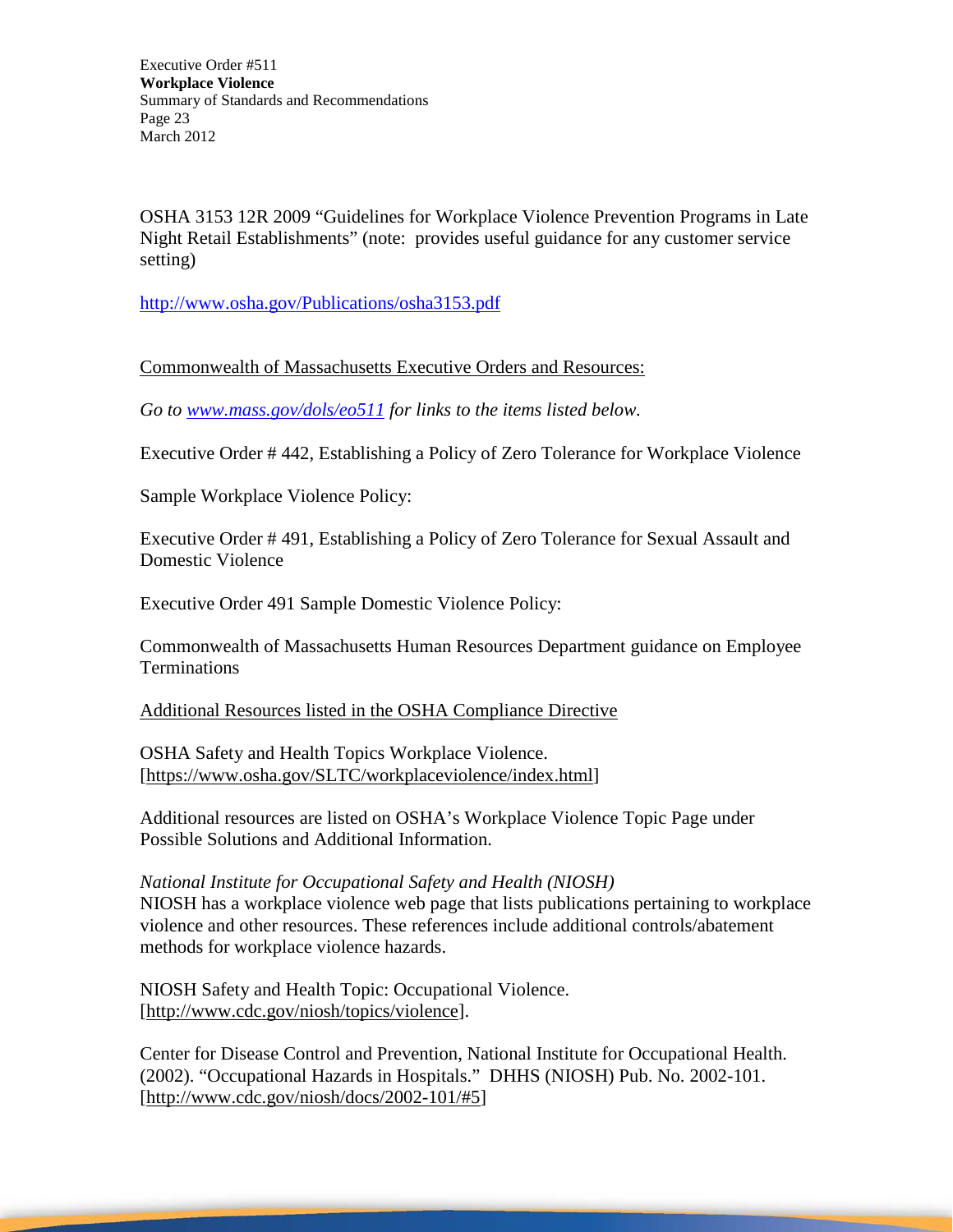OSHA 3153 12R 2009 “Guidelines for Workplace Violence Prevention Programs in Late Night Retail Establishments” (note: provides useful guidance for any customer service setting)

http://www.osha.gov/Publications/osha3153.pdf

Commonwealth of Massachusetts Executive Orders and Resources:

*Go to www.mass.gov/dols/eo511 for links to the items listed below.*

Executive Order # 442, Establishing a Policy of Zero Tolerance for Workplace Violence

Sample Workplace Violence Policy:

Executive Order # 491, Establishing a Policy of Zero Tolerance for Sexual Assault and Domestic Violence

Executive Order 491 Sample Domestic Violence Policy:

Commonwealth of Massachusetts Human Resources Department guidance on Employee Terminations

Additional Resources listed in the OSHA Compliance Directive

OSHA Safety and Health Topics Workplace Violence. [https://www.osha.gov/SLTC/workplaceviolence/index.html]

Additional resources are listed on OSHA’s Workplace Violence Topic Page under Possible Solutions and Additional Information.

*National Institute for Occupational Safety and Health (NIOSH)*
NIOSH has a workplace violence web page that lists publications pertaining to workplace violence and other resources. These references include additional controls/abatement methods for workplace violence hazards.

NIOSH Safety and Health Topic: Occupational Violence. [http://www.cdc.gov/niosh/topics/violence].

Center for Disease Control and Prevention, National Institute for Occupational Health. (2002). “Occupational Hazards in Hospitals.” DHHS (NIOSH) Pub. No. 2002-101. [http://www.cdc.gov/niosh/docs/2002-101/#5]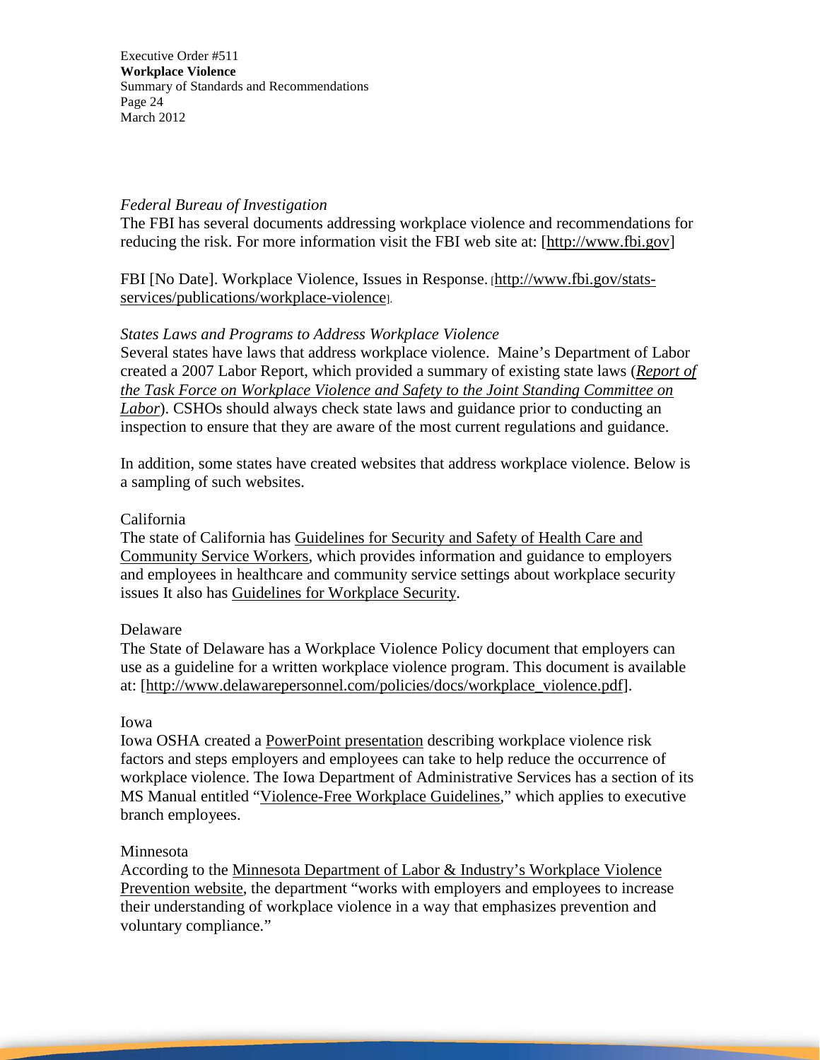*Federal Bureau of Investigation*

The FBI has several documents addressing workplace violence and recommendations for reducing the risk. For more information visit the FBI web site at: [http://www.fbi.gov]

FBI [No Date]. Workplace Violence, Issues in Response. [http://www.fbi.gov/stats-services/publications/workplace-violence].

*States Laws and Programs to Address Workplace Violence*

Several states have laws that address workplace violence. Maine's Department of Labor created a 2007 Labor Report, which provided a summary of existing state laws (*Report of the Task Force on Workplace Violence and Safety to the Joint Standing Committee on Labor*). CSHOs should always check state laws and guidance prior to conducting an inspection to ensure that they are aware of the most current regulations and guidance.

In addition, some states have created websites that address workplace violence. Below is a sampling of such websites.

California

The state of California has Guidelines for Security and Safety of Health Care and Community Service Workers, which provides information and guidance to employers and employees in healthcare and community service settings about workplace security issues It also has Guidelines for Workplace Security.

Delaware

The State of Delaware has a Workplace Violence Policy document that employers can use as a guideline for a written workplace violence program. This document is available at: [http://www.delawarepersonnel.com/policies/docs/workplace_violence.pdf].

Iowa

Iowa OSHA created a PowerPoint presentation describing workplace violence risk factors and steps employers and employees can take to help reduce the occurrence of workplace violence. The Iowa Department of Administrative Services has a section of its MS Manual entitled "Violence-Free Workplace Guidelines," which applies to executive branch employees.

Minnesota

According to the Minnesota Department of Labor & Industry's Workplace Violence Prevention website, the department "works with employers and employees to increase their understanding of workplace violence in a way that emphasizes prevention and voluntary compliance."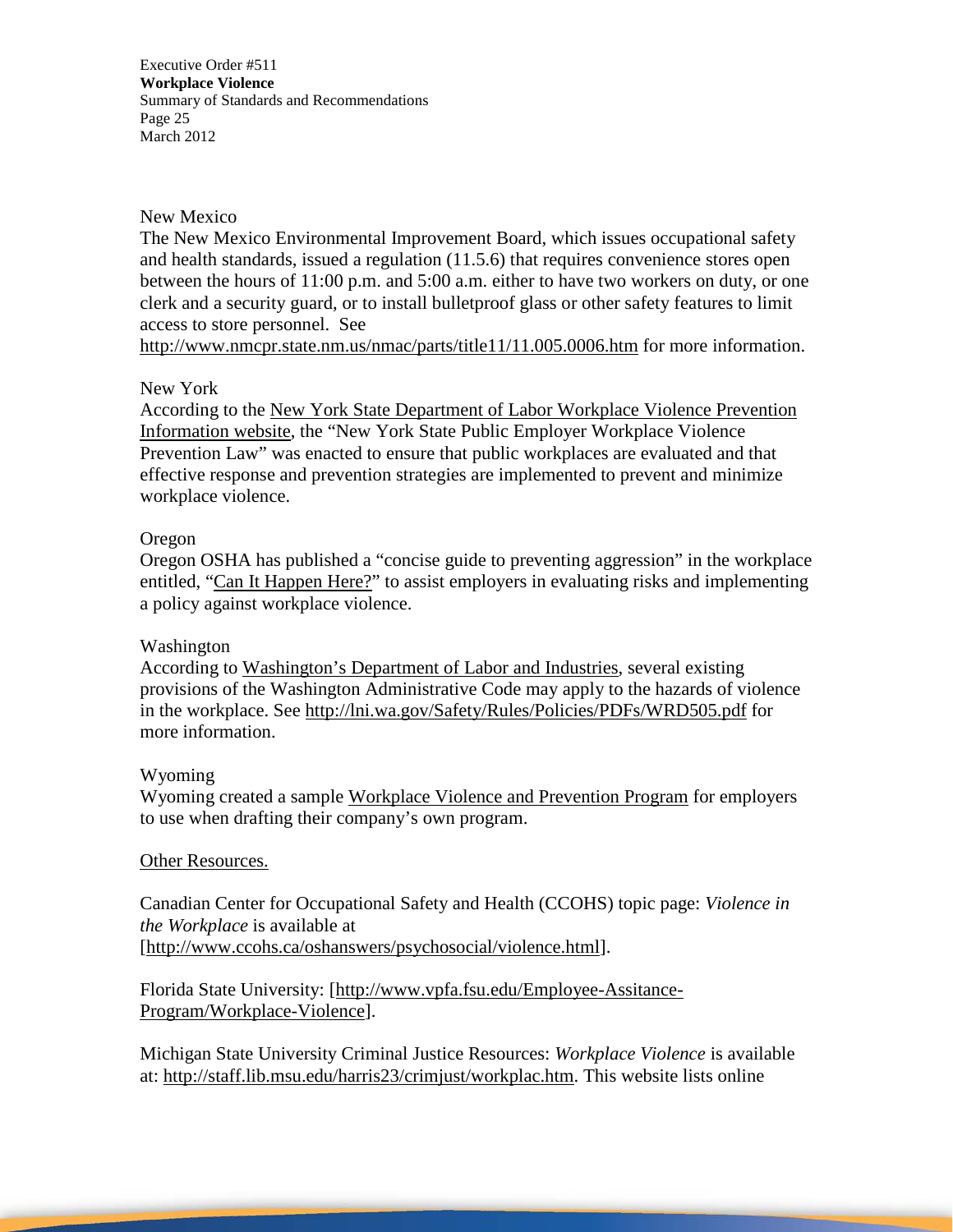New Mexico

The New Mexico Environmental Improvement Board, which issues occupational safety and health standards, issued a regulation (11.5.6) that requires convenience stores open between the hours of 11:00 p.m. and 5:00 a.m. either to have two workers on duty, or one clerk and a security guard, or to install bulletproof glass or other safety features to limit access to store personnel. See http://www.nmcpr.state.nm.us/nmac/parts/title11/11.005.0006.htm for more information.

New York

According to the New York State Department of Labor Workplace Violence Prevention Information website, the "New York State Public Employer Workplace Violence Prevention Law" was enacted to ensure that public workplaces are evaluated and that effective response and prevention strategies are implemented to prevent and minimize workplace violence.

Oregon

Oregon OSHA has published a "concise guide to preventing aggression" in the workplace entitled, "Can It Happen Here?" to assist employers in evaluating risks and implementing a policy against workplace violence.

Washington

According to Washington's Department of Labor and Industries, several existing provisions of the Washington Administrative Code may apply to the hazards of violence in the workplace. See http://lni.wa.gov/Safety/Rules/Policies/PDFs/WRD505.pdf for more information.

Wyoming

Wyoming created a sample Workplace Violence and Prevention Program for employers to use when drafting their company's own program.

Other Resources.

Canadian Center for Occupational Safety and Health (CCOHS) topic page: *Violence in the Workplace* is available at [http://www.ccohs.ca/oshanswers/psychosocial/violence.html].

Florida State University: [http://www.vpfa.fsu.edu/Employee-Assitance-Program/Workplace-Violence].

Michigan State University Criminal Justice Resources: *Workplace Violence* is available at: http://staff.lib.msu.edu/harris23/crimjust/workplac.htm. This website lists online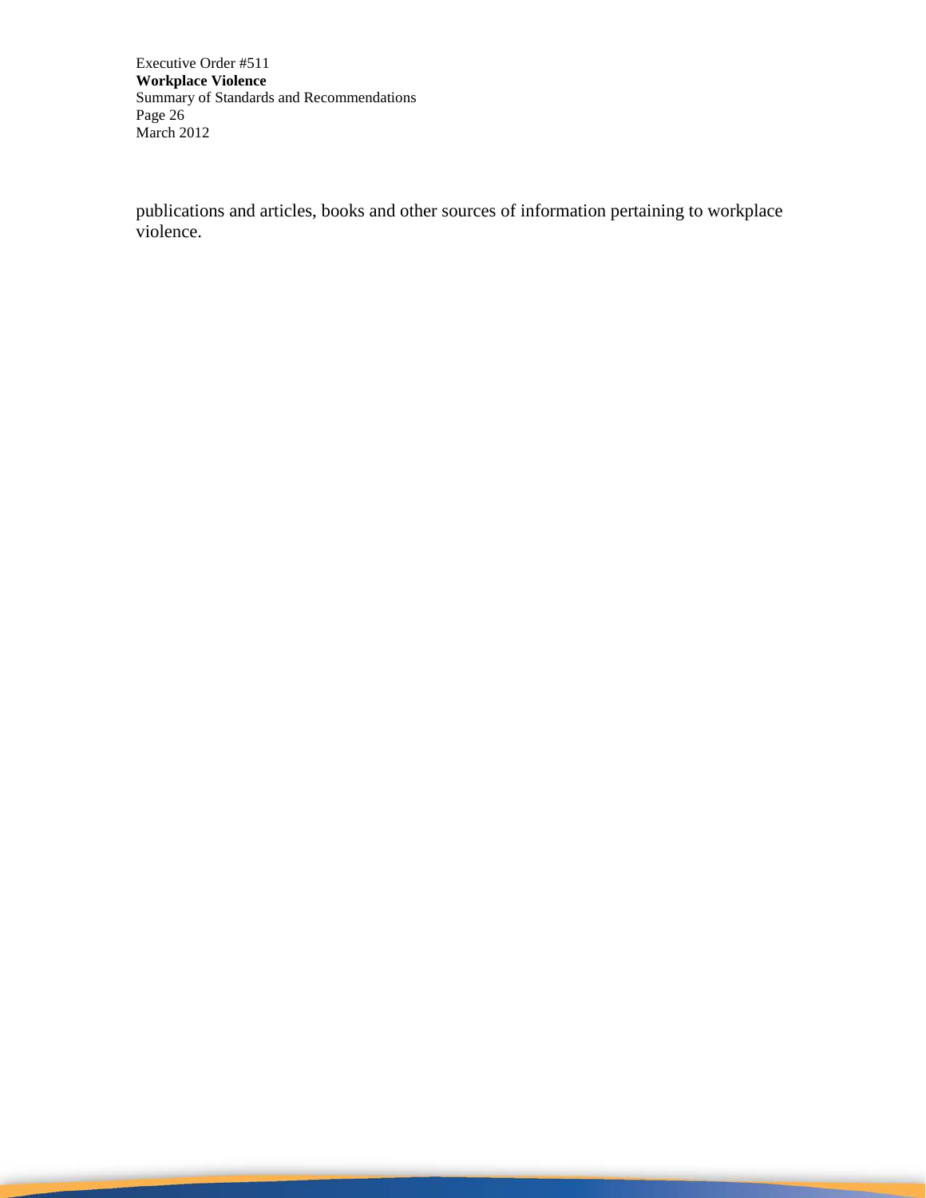publications and articles, books and other sources of information pertaining to workplace violence.